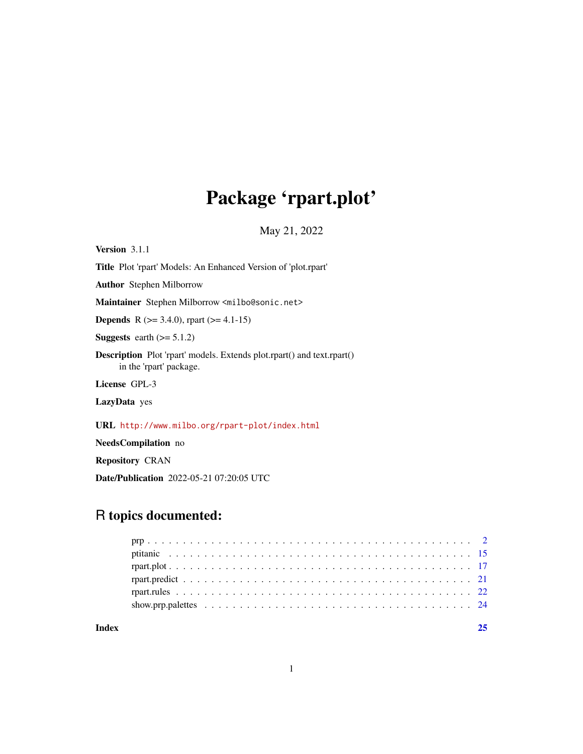# Package 'rpart.plot'

May 21, 2022

**Version** 3.1.1

**Title** Plot 'rpart' Models: An Enhanced Version of 'plot.rpart'

**Author** Stephen Milborrow

**Maintainer** Stephen Milborrow <milbo@sonic.net>

**Depends** R (>= 3.4.0), rpart (>= 4.1-15)

**Suggests** earth (>= 5.1.2)

**Description** Plot 'rpart' models. Extends plot.rpart() and text.rpart()
in the 'rpart' package.

**License** GPL-3

**LazyData** yes

**URL** http://www.milbo.org/rpart-plot/index.html

**NeedsCompilation** no

**Repository** CRAN

**Date/Publication** 2022-05-21 07:20:05 UTC

## R topics documented:

- prp . . . . . . . . . . . . . . . . . . . . . . . . . . . . . . . . . . . . . . . . . . . 2
- ptitanic . . . . . . . . . . . . . . . . . . . . . . . . . . . . . . . . . . . . . . . . . 15
- rpart.plot . . . . . . . . . . . . . . . . . . . . . . . . . . . . . . . . . . . . . . . . 17
- rpart.predict . . . . . . . . . . . . . . . . . . . . . . . . . . . . . . . . . . . . . . 21
- rpart.rules . . . . . . . . . . . . . . . . . . . . . . . . . . . . . . . . . . . . . . . 22
- show.prp.palettes . . . . . . . . . . . . . . . . . . . . . . . . . . . . . . . . . . . 24

**Index** **25**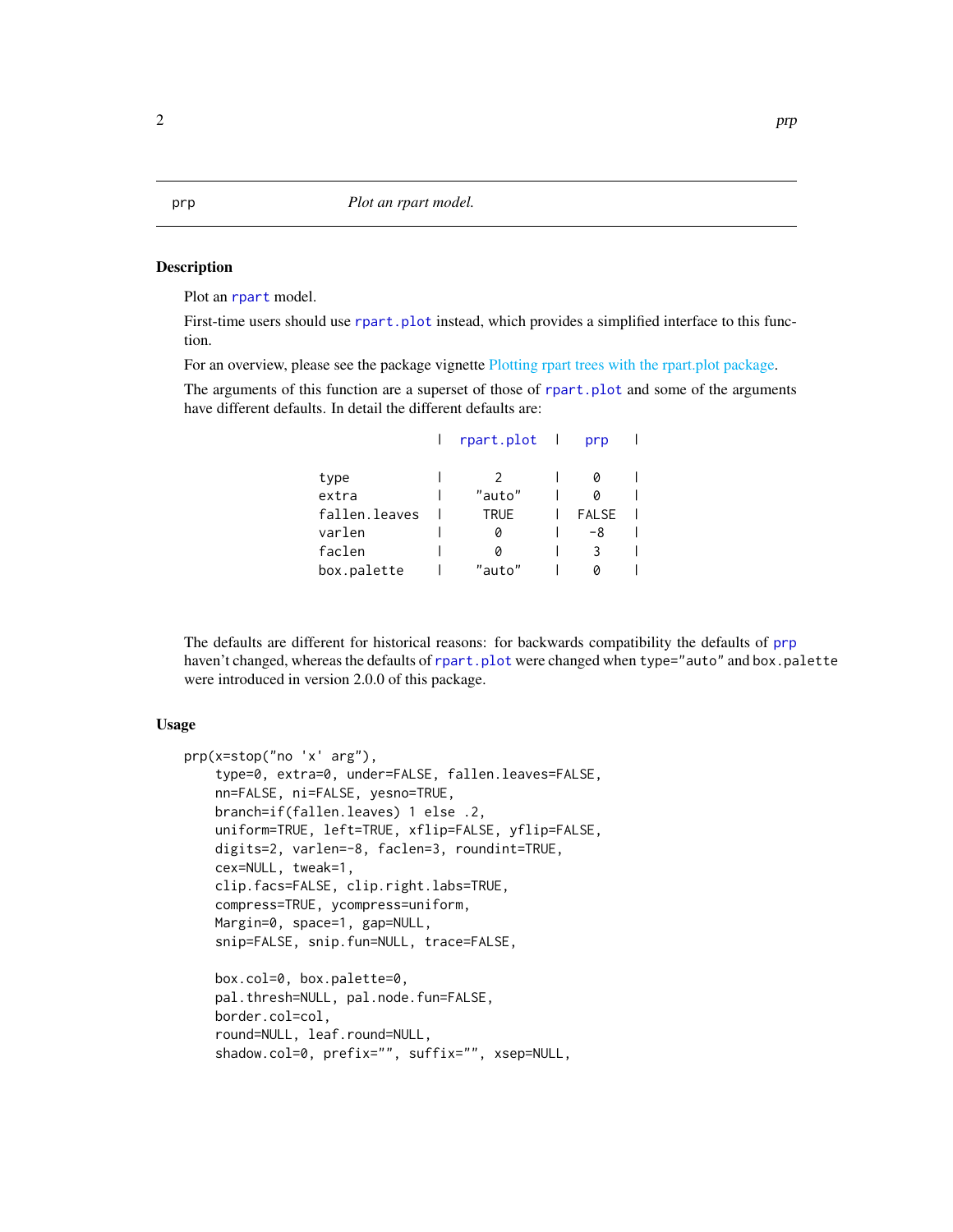## prp — *Plot an rpart model.*

### Description

Plot an rpart model.

First-time users should use rpart.plot instead, which provides a simplified interface to this function.

For an overview, please see the package vignette Plotting rpart trees with the rpart.plot package.

The arguments of this function are a superset of those of rpart.plot and some of the arguments have different defaults. In detail the different defaults are:

```
               |  rpart.plot  |   prp   |

type           |      2       |    0    |
extra          |    "auto"    |    0    |
fallen.leaves  |    TRUE      |  FALSE  |
varlen         |      0       |   -8    |
faclen         |      0       |    3    |
box.palette    |    "auto"    |    0    |
```

The defaults are different for historical reasons: for backwards compatibility the defaults of prp haven't changed, whereas the defaults of rpart.plot were changed when type="auto" and box.palette were introduced in version 2.0.0 of this package.

### Usage

```
prp(x=stop("no 'x' arg"),
    type=0, extra=0, under=FALSE, fallen.leaves=FALSE,
    nn=FALSE, ni=FALSE, yesno=TRUE,
    branch=if(fallen.leaves) 1 else .2,
    uniform=TRUE, left=TRUE, xflip=FALSE, yflip=FALSE,
    digits=2, varlen=-8, faclen=3, roundint=TRUE,
    cex=NULL, tweak=1,
    clip.facs=FALSE, clip.right.labs=TRUE,
    compress=TRUE, ycompress=uniform,
    Margin=0, space=1, gap=NULL,
    snip=FALSE, snip.fun=NULL, trace=FALSE,

    box.col=0, box.palette=0,
    pal.thresh=NULL, pal.node.fun=FALSE,
    border.col=col,
    round=NULL, leaf.round=NULL,
    shadow.col=0, prefix="", suffix="", xsep=NULL,
```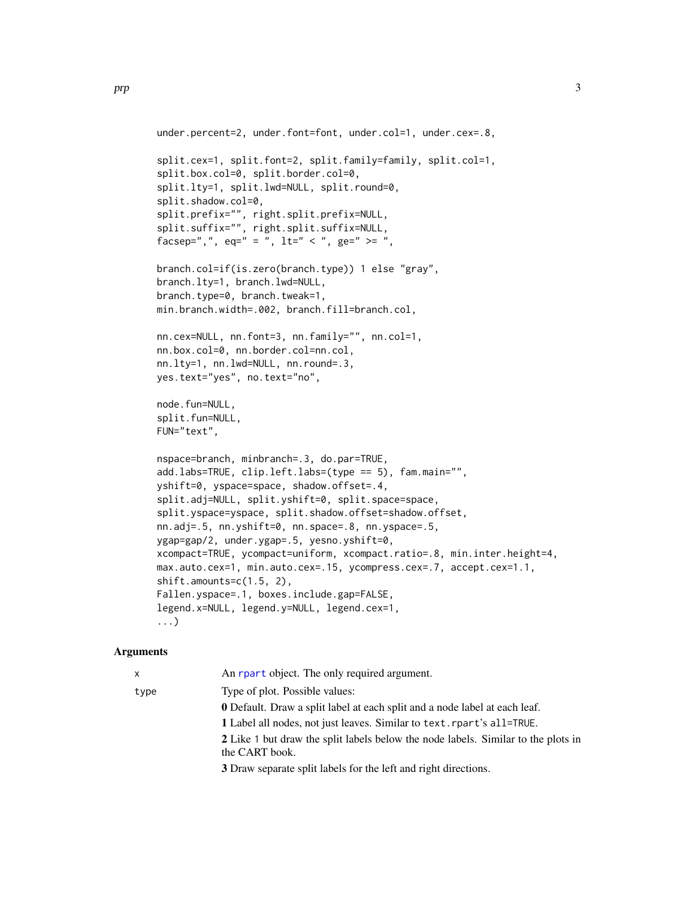```
under.percent=2, under.font=font, under.col=1, under.cex=.8,

split.cex=1, split.font=2, split.family=family, split.col=1,
split.box.col=0, split.border.col=0,
split.lty=1, split.lwd=NULL, split.round=0,
split.shadow.col=0,
split.prefix="", right.split.prefix=NULL,
split.suffix="", right.split.suffix=NULL,
facsep=",", eq=" = ", lt=" < ", ge=" >= ",

branch.col=if(is.zero(branch.type)) 1 else "gray",
branch.lty=1, branch.lwd=NULL,
branch.type=0, branch.tweak=1,
min.branch.width=.002, branch.fill=branch.col,

nn.cex=NULL, nn.font=3, nn.family="", nn.col=1,
nn.box.col=0, nn.border.col=nn.col,
nn.lty=1, nn.lwd=NULL, nn.round=.3,
yes.text="yes", no.text="no",

node.fun=NULL,
split.fun=NULL,
FUN="text",

nspace=branch, minbranch=.3, do.par=TRUE,
add.labs=TRUE, clip.left.labs=(type == 5), fam.main="",
yshift=0, yspace=space, shadow.offset=.4,
split.adj=NULL, split.yshift=0, split.space=space,
split.yspace=yspace, split.shadow.offset=shadow.offset,
nn.adj=.5, nn.yshift=0, nn.space=.8, nn.yspace=.5,
ygap=gap/2, under.ygap=.5, yesno.yshift=0,
xcompact=TRUE, ycompact=uniform, xcompact.ratio=.8, min.inter.height=4,
max.auto.cex=1, min.auto.cex=.15, ycompress.cex=.7, accept.cex=1.1,
shift.amounts=c(1.5, 2),
Fallen.yspace=.1, boxes.include.gap=FALSE,
legend.x=NULL, legend.y=NULL, legend.cex=1,
...)
```

## Arguments

`x` An `rpart` object. The only required argument.

`type` Type of plot. Possible values:

**0** Default. Draw a split label at each split and a node label at each leaf.

**1** Label all nodes, not just leaves. Similar to `text.rpart`'s `all=TRUE`.

**2** Like 1 but draw the split labels below the node labels. Similar to the plots in the CART book.

**3** Draw separate split labels for the left and right directions.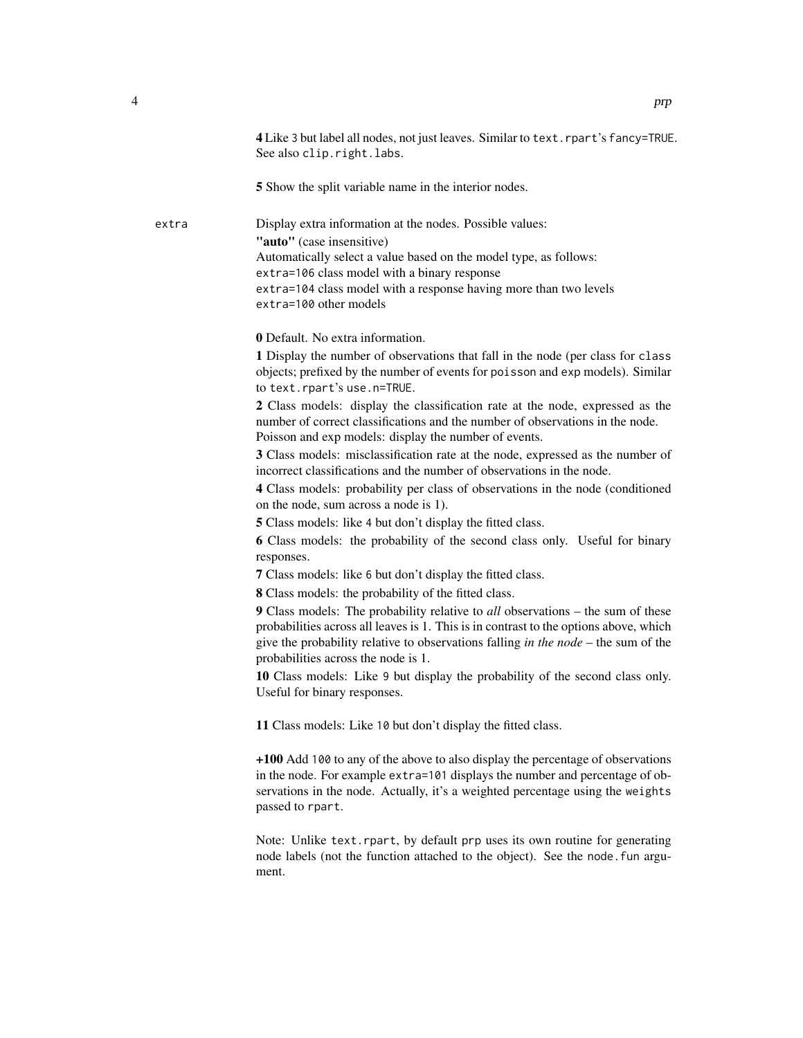**4** Like `3` but label all nodes, not just leaves. Similar to `text.rpart`'s `fancy=TRUE`. See also `clip.right.labs`.

**5** Show the split variable name in the interior nodes.

`extra` Display extra information at the nodes. Possible values:

**"auto"** (case insensitive)
Automatically select a value based on the model type, as follows:
`extra=106` class model with a binary response
`extra=104` class model with a response having more than two levels
`extra=100` other models

**0** Default. No extra information.

**1** Display the number of observations that fall in the node (per class for `class` objects; prefixed by the number of events for `poisson` and `exp` models). Similar to `text.rpart`'s `use.n=TRUE`.

**2** Class models: display the classification rate at the node, expressed as the number of correct classifications and the number of observations in the node. Poisson and exp models: display the number of events.

**3** Class models: misclassification rate at the node, expressed as the number of incorrect classifications and the number of observations in the node.

**4** Class models: probability per class of observations in the node (conditioned on the node, sum across a node is 1).

**5** Class models: like `4` but don't display the fitted class.

**6** Class models: the probability of the second class only. Useful for binary responses.

**7** Class models: like `6` but don't display the fitted class.

**8** Class models: the probability of the fitted class.

**9** Class models: The probability relative to *all* observations – the sum of these probabilities across all leaves is 1. This is in contrast to the options above, which give the probability relative to observations falling *in the node* – the sum of the probabilities across the node is 1.

**10** Class models: Like `9` but display the probability of the second class only. Useful for binary responses.

**11** Class models: Like `10` but don't display the fitted class.

**+100** Add `100` to any of the above to also display the percentage of observations in the node. For example `extra=101` displays the number and percentage of observations in the node. Actually, it's a weighted percentage using the `weights` passed to `rpart`.

Note: Unlike `text.rpart`, by default `prp` uses its own routine for generating node labels (not the function attached to the object). See the `node.fun` argument.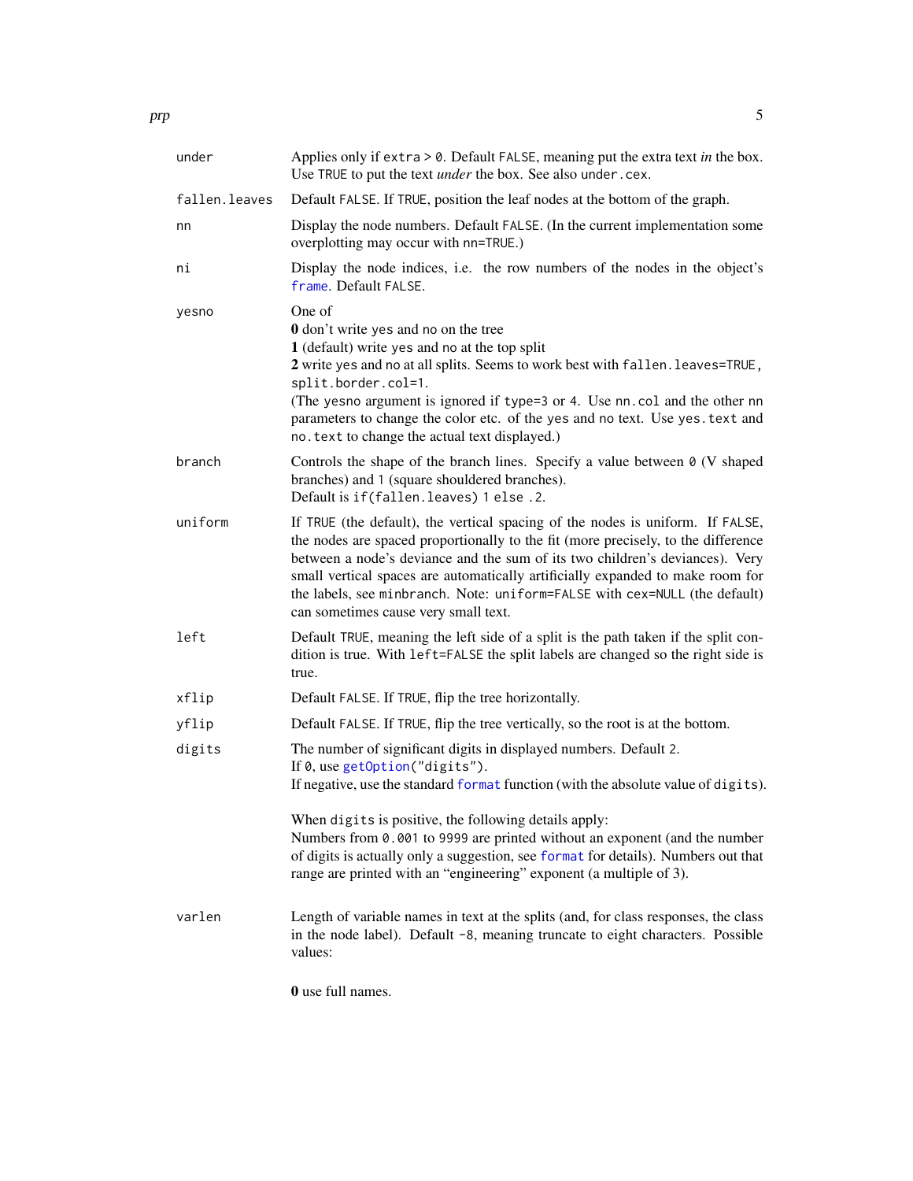`under` Applies only if `extra > 0`. Default `FALSE`, meaning put the extra text *in* the box. Use `TRUE` to put the text *under* the box. See also `under.cex`.

`fallen.leaves` Default `FALSE`. If `TRUE`, position the leaf nodes at the bottom of the graph.

`nn` Display the node numbers. Default `FALSE`. (In the current implementation some overplotting may occur with `nn=TRUE`.)

`ni` Display the node indices, i.e. the row numbers of the nodes in the object's `frame`. Default `FALSE`.

`yesno` One of
**0** don't write yes and no on the tree
**1** (default) write yes and no at the top split
**2** write yes and no at all splits. Seems to work best with `fallen.leaves=TRUE`, `split.border.col=1`.
(The `yesno` argument is ignored if `type=3` or `4`. Use `nn.col` and the other `nn` parameters to change the color etc. of the yes and no text. Use `yes.text` and `no.text` to change the actual text displayed.)

`branch` Controls the shape of the branch lines. Specify a value between `0` (V shaped branches) and `1` (square shouldered branches).
Default is `if(fallen.leaves) 1 else .2`.

`uniform` If `TRUE` (the default), the vertical spacing of the nodes is uniform. If `FALSE`, the nodes are spaced proportionally to the fit (more precisely, to the difference between a node's deviance and the sum of its two children's deviances). Very small vertical spaces are automatically artificially expanded to make room for the labels, see `minbranch`. Note: `uniform=FALSE` with `cex=NULL` (the default) can sometimes cause very small text.

`left` Default `TRUE`, meaning the left side of a split is the path taken if the split condition is true. With `left=FALSE` the split labels are changed so the right side is true.

`xflip` Default `FALSE`. If `TRUE`, flip the tree horizontally.

`yflip` Default `FALSE`. If `TRUE`, flip the tree vertically, so the root is at the bottom.

`digits` The number of significant digits in displayed numbers. Default `2`.
If `0`, use `getOption("digits")`.
If negative, use the standard `format` function (with the absolute value of `digits`).

When `digits` is positive, the following details apply:
Numbers from `0.001` to `9999` are printed without an exponent (and the number of digits is actually only a suggestion, see `format` for details). Numbers out that range are printed with an "engineering" exponent (a multiple of 3).

`varlen` Length of variable names in text at the splits (and, for class responses, the class in the node label). Default `-8`, meaning truncate to eight characters. Possible values:

**0** use full names.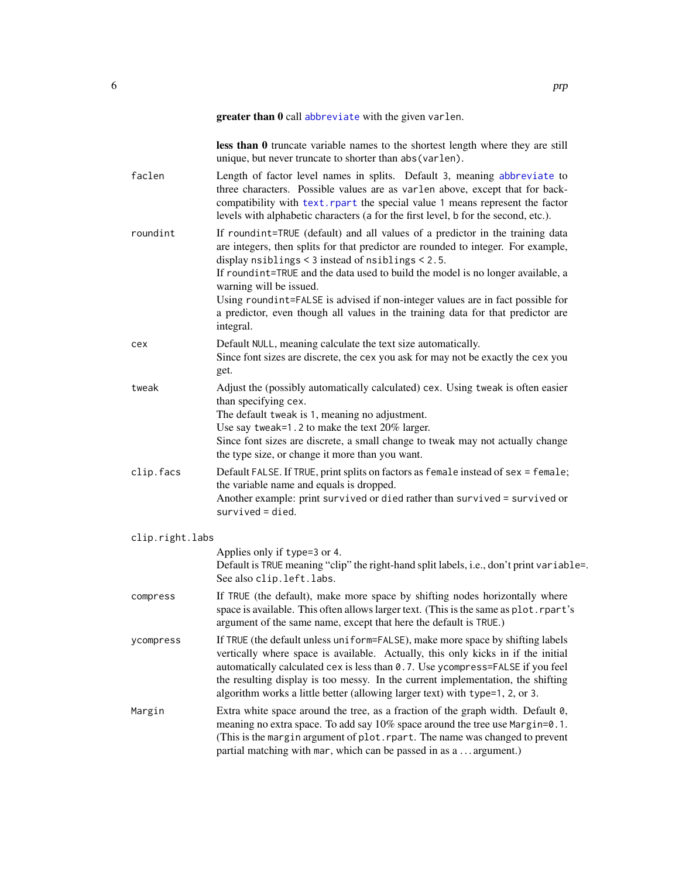**greater than 0** call `abbreviate` with the given `varlen`.

**less than 0** truncate variable names to the shortest length where they are still unique, but never truncate to shorter than `abs(varlen)`.

`faclen`
: Length of factor level names in splits. Default 3, meaning `abbreviate` to three characters. Possible values are as `varlen` above, except that for back-compatibility with `text.rpart` the special value 1 means represent the factor levels with alphabetic characters (a for the first level, b for the second, etc.).

`roundint`
: If `roundint=TRUE` (default) and all values of a predictor in the training data are integers, then splits for that predictor are rounded to integer. For example, display `nsiblings < 3` instead of `nsiblings < 2.5`.
If `roundint=TRUE` and the data used to build the model is no longer available, a warning will be issued.
Using `roundint=FALSE` is advised if non-integer values are in fact possible for a predictor, even though all values in the training data for that predictor are integral.

`cex`
: Default `NULL`, meaning calculate the text size automatically.
Since font sizes are discrete, the `cex` you ask for may not be exactly the `cex` you get.

`tweak`
: Adjust the (possibly automatically calculated) `cex`. Using `tweak` is often easier than specifying `cex`.
The default `tweak` is 1, meaning no adjustment.
Use say `tweak=1.2` to make the text 20% larger.
Since font sizes are discrete, a small change to tweak may not actually change the type size, or change it more than you want.

`clip.facs`
: Default `FALSE`. If `TRUE`, print splits on factors as `female` instead of `sex = female`; the variable name and equals is dropped.
Another example: print `survived` or `died` rather than `survived = survived` or `survived = died`.

`clip.right.labs`
: Applies only if `type=3` or `4`.
Default is `TRUE` meaning "clip" the right-hand split labels, i.e., don't print `variable=`.
See also `clip.left.labs`.

`compress`
: If `TRUE` (the default), make more space by shifting nodes horizontally where space is available. This often allows larger text. (This is the same as `plot.rpart`'s argument of the same name, except that here the default is `TRUE`.)

`ycompress`
: If `TRUE` (the default unless `uniform=FALSE`), make more space by shifting labels vertically where space is available. Actually, this only kicks in if the initial automatically calculated `cex` is less than `0.7`. Use `ycompress=FALSE` if you feel the resulting display is too messy. In the current implementation, the shifting algorithm works a little better (allowing larger text) with `type=1`, `2`, or `3`.

`Margin`
: Extra white space around the tree, as a fraction of the graph width. Default `0`, meaning no extra space. To add say 10% space around the tree use `Margin=0.1`. (This is the `margin` argument of `plot.rpart`. The name was changed to prevent partial matching with `mar`, which can be passed in as a ... argument.)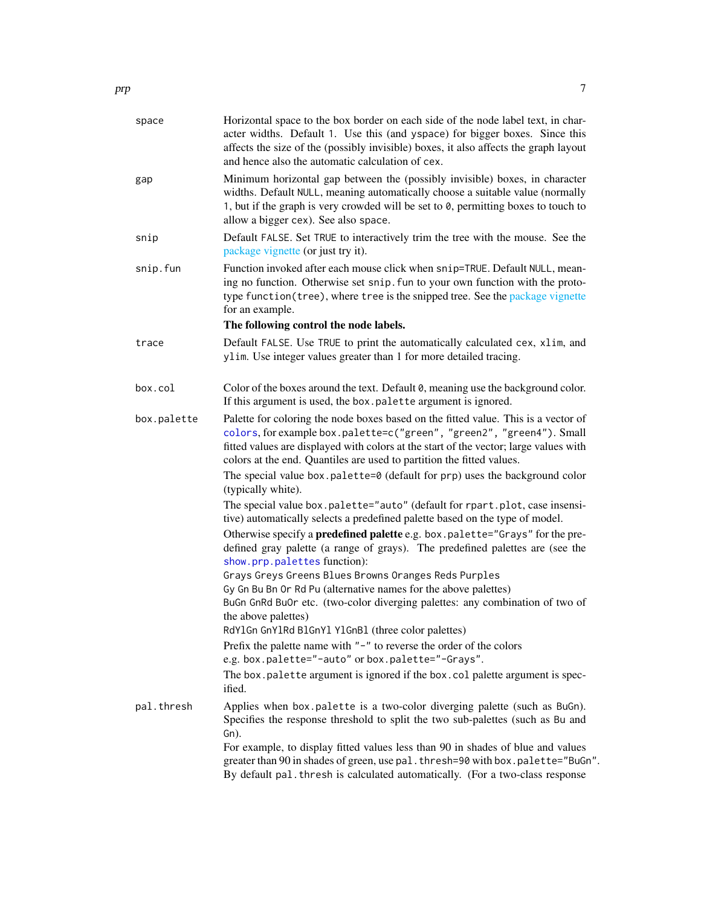`space` Horizontal space to the box border on each side of the node label text, in character widths. Default 1. Use this (and `yspace`) for bigger boxes. Since this affects the size of the (possibly invisible) boxes, it also affects the graph layout and hence also the automatic calculation of `cex`.

`gap` Minimum horizontal gap between the (possibly invisible) boxes, in character widths. Default `NULL`, meaning automatically choose a suitable value (normally 1, but if the graph is very crowded will be set to `0`, permitting boxes to touch to allow a bigger `cex`). See also `space`.

`snip` Default `FALSE`. Set `TRUE` to interactively trim the tree with the mouse. See the package vignette (or just try it).

`snip.fun` Function invoked after each mouse click when `snip=TRUE`. Default `NULL`, meaning no function. Otherwise set `snip.fun` to your own function with the prototype `function(tree)`, where `tree` is the snipped tree. See the package vignette for an example.

**The following control the node labels.**

`trace` Default `FALSE`. Use `TRUE` to print the automatically calculated `cex`, `xlim`, and `ylim`. Use integer values greater than 1 for more detailed tracing.

`box.col` Color of the boxes around the text. Default `0`, meaning use the background color. If this argument is used, the `box.palette` argument is ignored.

`box.palette` Palette for coloring the node boxes based on the fitted value. This is a vector of `colors`, for example `box.palette=c("green", "green2", "green4")`. Small fitted values are displayed with colors at the start of the vector; large values with colors at the end. Quantiles are used to partition the fitted values.

The special value `box.palette=0` (default for `prp`) uses the background color (typically white).

The special value `box.palette="auto"` (default for `rpart.plot`, case insensitive) automatically selects a predefined palette based on the type of model.

Otherwise specify a **predefined palette** e.g. `box.palette="Grays"` for the predefined gray palette (a range of grays). The predefined palettes are (see the `show.prp.palettes` function):

`Grays Greys Greens Blues Browns Oranges Reds Purples`
`Gy Gn Bu Bn Or Rd Pu` (alternative names for the above palettes)
`BuGn GnRd BuOr` etc. (two-color diverging palettes: any combination of two of the above palettes)
`RdYlGn GnYlRd BlGnYl YlGnBl` (three color palettes)

Prefix the palette name with `"-"` to reverse the order of the colors e.g. `box.palette="-auto"` or `box.palette="-Grays"`.

The `box.palette` argument is ignored if the `box.col` palette argument is specified.

`pal.thresh` Applies when `box.palette` is a two-color diverging palette (such as `BuGn`). Specifies the response threshold to split the two sub-palettes (such as `Bu` and `Gn`).

For example, to display fitted values less than 90 in shades of blue and values greater than 90 in shades of green, use `pal.thresh=90` with `box.palette="BuGn"`. By default `pal.thresh` is calculated automatically. (For a two-class response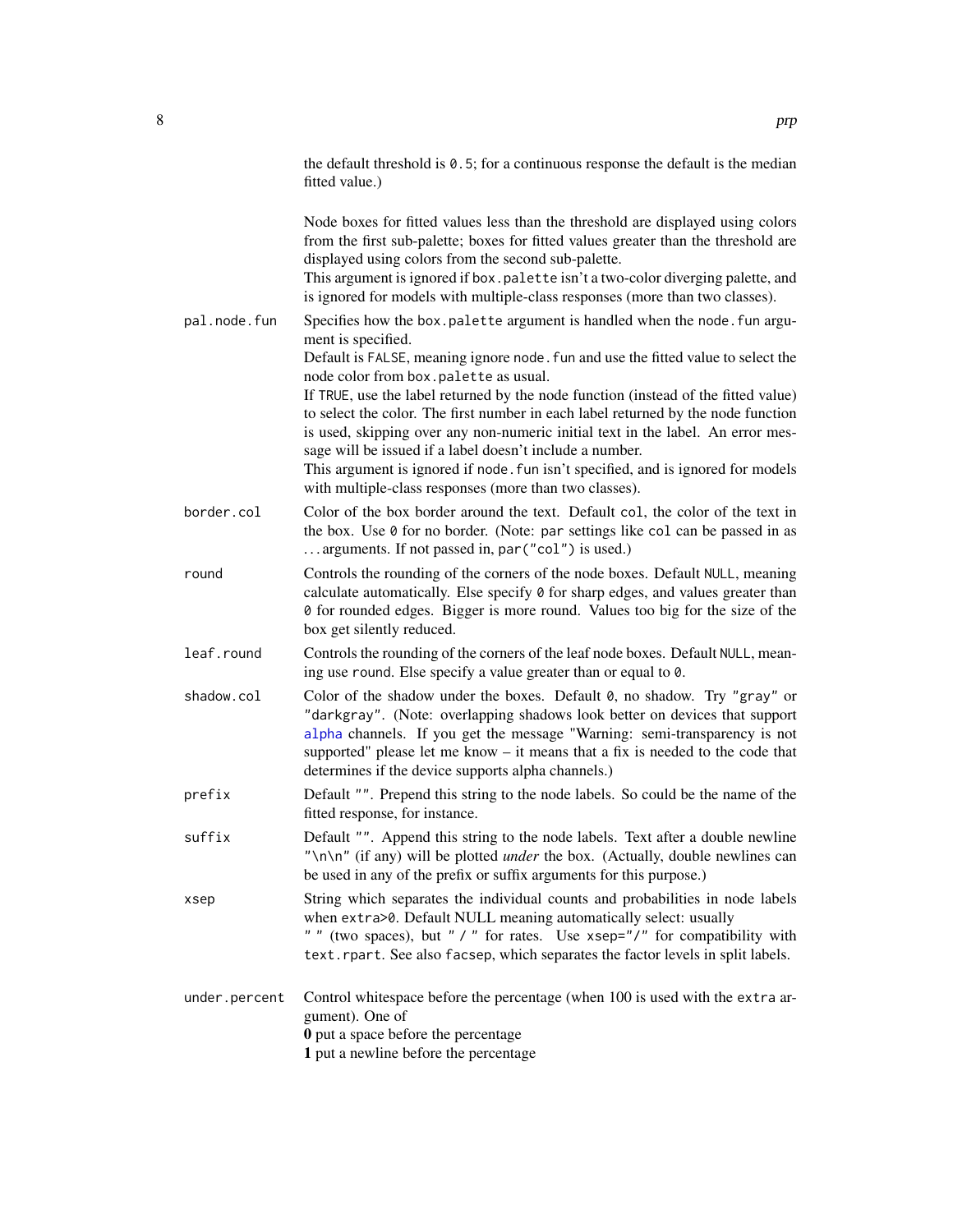the default threshold is `0.5`; for a continuous response the default is the median fitted value.)

Node boxes for fitted values less than the threshold are displayed using colors from the first sub-palette; boxes for fitted values greater than the threshold are displayed using colors from the second sub-palette.
This argument is ignored if `box.palette` isn't a two-color diverging palette, and is ignored for models with multiple-class responses (more than two classes).

`pal.node.fun`
: Specifies how the `box.palette` argument is handled when the `node.fun` argument is specified.
Default is `FALSE`, meaning ignore `node.fun` and use the fitted value to select the node color from `box.palette` as usual.
If `TRUE`, use the label returned by the node function (instead of the fitted value) to select the color. The first number in each label returned by the node function is used, skipping over any non-numeric initial text in the label. An error message will be issued if a label doesn't include a number.
This argument is ignored if `node.fun` isn't specified, and is ignored for models with multiple-class responses (more than two classes).

`border.col`
: Color of the box border around the text. Default `col`, the color of the text in the box. Use `0` for no border. (Note: `par` settings like `col` can be passed in as ... arguments. If not passed in, `par("col")` is used.)

`round`
: Controls the rounding of the corners of the node boxes. Default `NULL`, meaning calculate automatically. Else specify `0` for sharp edges, and values greater than `0` for rounded edges. Bigger is more round. Values too big for the size of the box get silently reduced.

`leaf.round`
: Controls the rounding of the corners of the leaf node boxes. Default `NULL`, meaning use `round`. Else specify a value greater than or equal to `0`.

`shadow.col`
: Color of the shadow under the boxes. Default `0`, no shadow. Try `"gray"` or `"darkgray"`. (Note: overlapping shadows look better on devices that support `alpha` channels. If you get the message "Warning: semi-transparency is not supported" please let me know – it means that a fix is needed to the code that determines if the device supports alpha channels.)

`prefix`
: Default `""`. Prepend this string to the node labels. So could be the name of the fitted response, for instance.

`suffix`
: Default `""`. Append this string to the node labels. Text after a double newline `"\n\n"` (if any) will be plotted *under* the box. (Actually, double newlines can be used in any of the prefix or suffix arguments for this purpose.)

`xsep`
: String which separates the individual counts and probabilities in node labels when `extra>0`. Default NULL meaning automatically select: usually `"  "` (two spaces), but `" / "` for rates. Use `xsep="/"` for compatibility with `text.rpart`. See also `facsep`, which separates the factor levels in split labels.

`under.percent`
: Control whitespace before the percentage (when 100 is used with the `extra` argument). One of
**0** put a space before the percentage
**1** put a newline before the percentage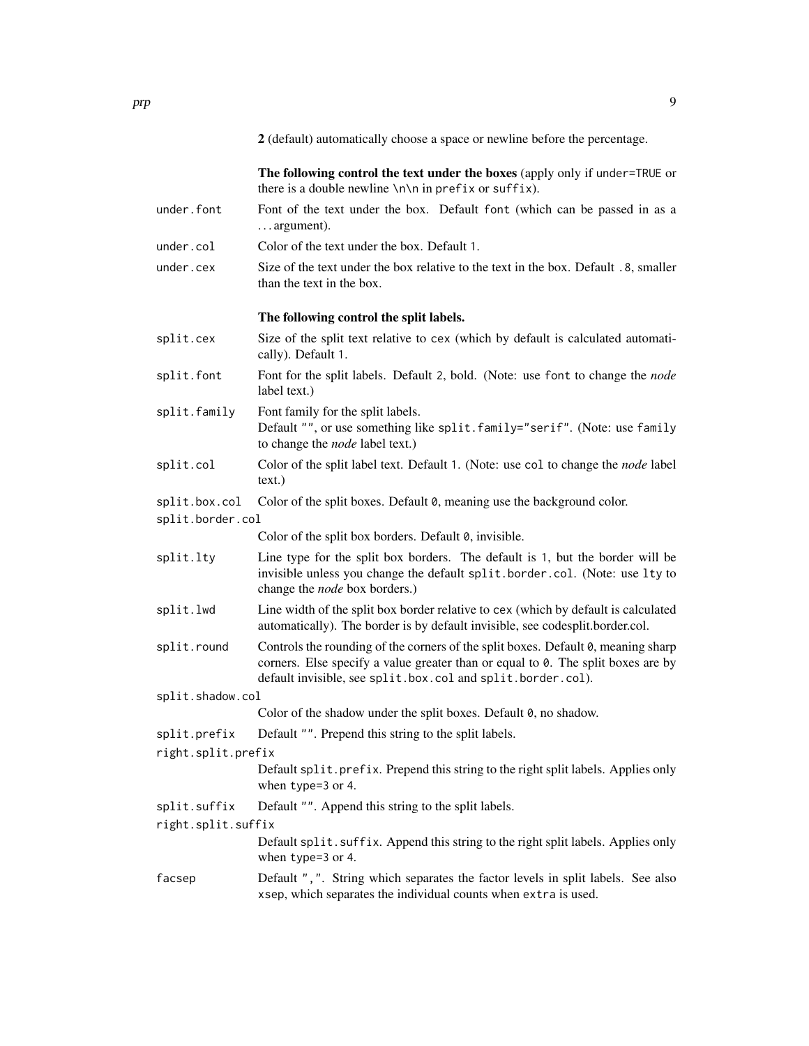**2** (default) automatically choose a space or newline before the percentage.

**The following control the text under the boxes** (apply only if `under=TRUE` or there is a double newline `\n\n` in `prefix` or `suffix`).

`under.font`
: Font of the text under the box. Default `font` (which can be passed in as a ... argument).

`under.col`
: Color of the text under the box. Default `1`.

`under.cex`
: Size of the text under the box relative to the text in the box. Default `.8`, smaller than the text in the box.

**The following control the split labels.**

`split.cex`
: Size of the split text relative to `cex` (which by default is calculated automatically). Default `1`.

`split.font`
: Font for the split labels. Default `2`, bold. (Note: use `font` to change the *node* label text.)

`split.family`
: Font family for the split labels. Default `""`, or use something like `split.family="serif"`. (Note: use `family` to change the *node* label text.)

`split.col`
: Color of the split label text. Default `1`. (Note: use `col` to change the *node* label text.)

`split.box.col`
: Color of the split boxes. Default `0`, meaning use the background color.

`split.border.col`
: Color of the split box borders. Default `0`, invisible.

`split.lty`
: Line type for the split box borders. The default is `1`, but the border will be invisible unless you change the default `split.border.col`. (Note: use `lty` to change the *node* box borders.)

`split.lwd`
: Line width of the split box border relative to `cex` (which by default is calculated automatically). The border is by default invisible, see codesplit.border.col.

`split.round`
: Controls the rounding of the corners of the split boxes. Default `0`, meaning sharp corners. Else specify a value greater than or equal to `0`. The split boxes are by default invisible, see `split.box.col` and `split.border.col`).

`split.shadow.col`
: Color of the shadow under the split boxes. Default `0`, no shadow.

`split.prefix`
: Default `""`. Prepend this string to the split labels.

`right.split.prefix`
: Default `split.prefix`. Prepend this string to the right split labels. Applies only when `type=3` or `4`.

`split.suffix`
: Default `""`. Append this string to the split labels.

`right.split.suffix`
: Default `split.suffix`. Append this string to the right split labels. Applies only when `type=3` or `4`.

`facsep`
: Default `","`. String which separates the factor levels in split labels. See also `xsep`, which separates the individual counts when `extra` is used.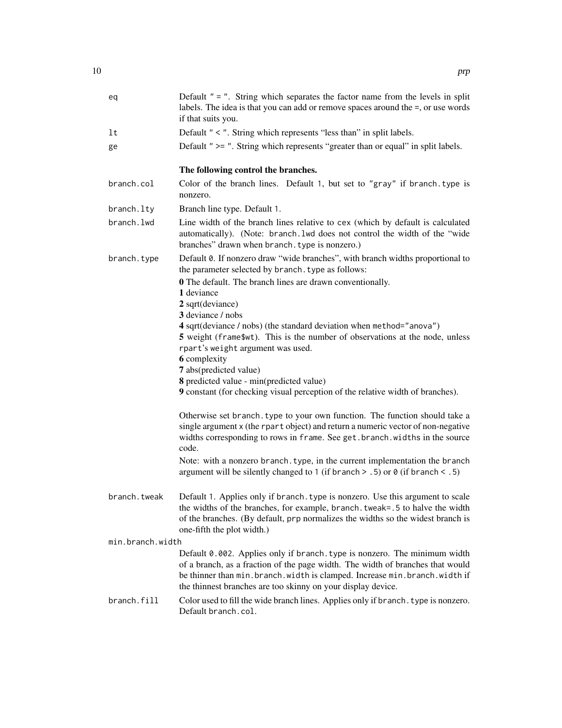`eq`
: Default `" = "`. String which separates the factor name from the levels in split labels. The idea is that you can add or remove spaces around the =, or use words if that suits you.

`lt`
: Default `" < "`. String which represents "less than" in split labels.

`ge`
: Default `" >= "`. String which represents "greater than or equal" in split labels.

**The following control the branches.**

`branch.col`
: Color of the branch lines. Default `1`, but set to `"gray"` if `branch.type` is nonzero.

`branch.lty`
: Branch line type. Default `1`.

`branch.lwd`
: Line width of the branch lines relative to `cex` (which by default is calculated automatically). (Note: `branch.lwd` does not control the width of the "wide branches" drawn when `branch.type` is nonzero.)

`branch.type`
: Default `0`. If nonzero draw "wide branches", with branch widths proportional to the parameter selected by `branch.type` as follows:

  **0** The default. The branch lines are drawn conventionally.
  **1** deviance
  **2** sqrt(deviance)
  **3** deviance / nobs
  **4** sqrt(deviance / nobs) (the standard deviation when `method="anova"`)
  **5** weight (`frame$wt`). This is the number of observations at the node, unless `rpart`'s `weight` argument was used.
  **6** complexity
  **7** abs(predicted value)
  **8** predicted value - min(predicted value)
  **9** constant (for checking visual perception of the relative width of branches).

  Otherwise set `branch.type` to your own function. The function should take a single argument `x` (the `rpart` object) and return a numeric vector of non-negative widths corresponding to rows in `frame`. See `get.branch.widths` in the source code.

  Note: with a nonzero `branch.type`, in the current implementation the `branch` argument will be silently changed to `1` (if `branch > .5`) or `0` (if `branch < .5`)

`branch.tweak`
: Default `1`. Applies only if `branch.type` is nonzero. Use this argument to scale the widths of the branches, for example, `branch.tweak=.5` to halve the width of the branches. (By default, `prp` normalizes the widths so the widest branch is one-fifth the plot width.)

`min.branch.width`
: Default `0.002`. Applies only if `branch.type` is nonzero. The minimum width of a branch, as a fraction of the page width. The width of branches that would be thinner than `min.branch.width` is clamped. Increase `min.branch.width` if the thinnest branches are too skinny on your display device.

`branch.fill`
: Color used to fill the wide branch lines. Applies only if `branch.type` is nonzero. Default `branch.col`.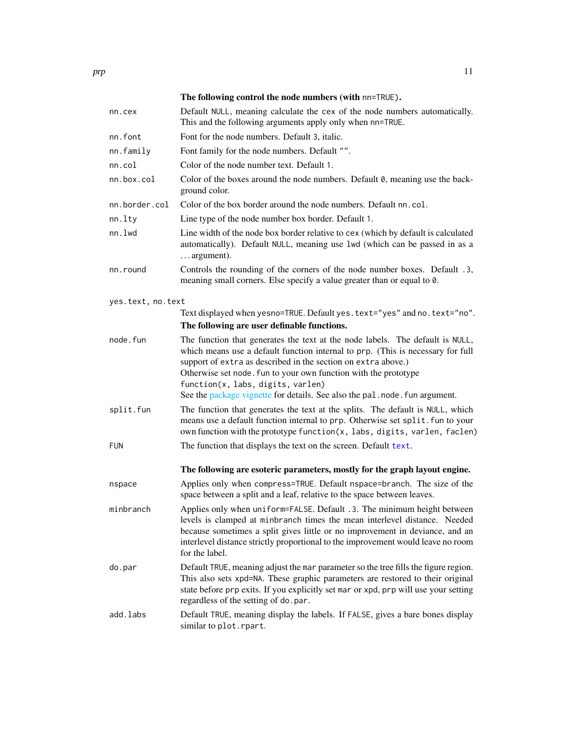**The following control the node numbers (with `nn=TRUE`).**

`nn.cex`
: Default `NULL`, meaning calculate the `cex` of the node numbers automatically. This and the following arguments apply only when `nn=TRUE`.

`nn.font`
: Font for the node numbers. Default `3`, italic.

`nn.family`
: Font family for the node numbers. Default `""`.

`nn.col`
: Color of the node number text. Default `1`.

`nn.box.col`
: Color of the boxes around the node numbers. Default `0`, meaning use the background color.

`nn.border.col`
: Color of the box border around the node numbers. Default `nn.col`.

`nn.lty`
: Line type of the node number box border. Default `1`.

`nn.lwd`
: Line width of the node box border relative to `cex` (which by default is calculated automatically). Default `NULL`, meaning use `lwd` (which can be passed in as a ... argument).

`nn.round`
: Controls the rounding of the corners of the node number boxes. Default `.3`, meaning small corners. Else specify a value greater than or equal to `0`.

`yes.text, no.text`
: Text displayed when `yesno=TRUE`. Default `yes.text="yes"` and `no.text="no"`.

**The following are user definable functions.**

`node.fun`
: The function that generates the text at the node labels. The default is `NULL`, which means use a default function internal to `prp`. (This is necessary for full support of `extra` as described in the section on `extra` above.)
  Otherwise set `node.fun` to your own function with the prototype
  `function(x, labs, digits, varlen)`
  See the package vignette for details. See also the `pal.node.fun` argument.

`split.fun`
: The function that generates the text at the splits. The default is `NULL`, which means use a default function internal to `prp`. Otherwise set `split.fun` to your own function with the prototype `function(x, labs, digits, varlen, faclen)`

`FUN`
: The function that displays the text on the screen. Default `text`.

**The following are esoteric parameters, mostly for the graph layout engine.**

`nspace`
: Applies only when `compress=TRUE`. Default `nspace=branch`. The size of the space between a split and a leaf, relative to the space between leaves.

`minbranch`
: Applies only when `uniform=FALSE`. Default `.3`. The minimum height between levels is clamped at `minbranch` times the mean interlevel distance. Needed because sometimes a split gives little or no improvement in deviance, and an interlevel distance strictly proportional to the improvement would leave no room for the label.

`do.par`
: Default `TRUE`, meaning adjust the `mar` parameter so the tree fills the figure region. This also sets `xpd=NA`. These graphic parameters are restored to their original state before `prp` exits. If you explicitly set `mar` or `xpd`, `prp` will use your setting regardless of the setting of `do.par`.

`add.labs`
: Default `TRUE`, meaning display the labels. If `FALSE`, gives a bare bones display similar to `plot.rpart`.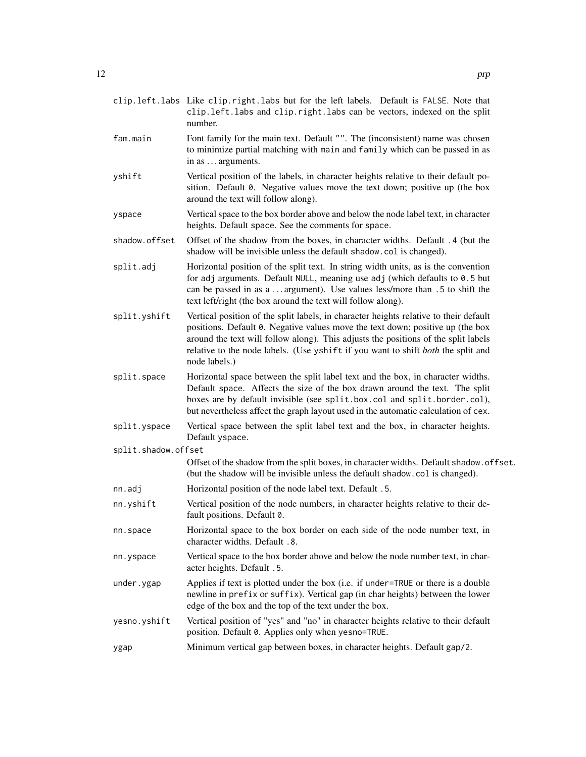`clip.left.labs` Like clip.right.labs but for the left labels. Default is FALSE. Note that clip.left.labs and clip.right.labs can be vectors, indexed on the split number.

`fam.main` Font family for the main text. Default "". The (inconsistent) name was chosen to minimize partial matching with main and family which can be passed in as in as ... arguments.

`yshift` Vertical position of the labels, in character heights relative to their default position. Default 0. Negative values move the text down; positive up (the box around the text will follow along).

`yspace` Vertical space to the box border above and below the node label text, in character heights. Default space. See the comments for space.

`shadow.offset` Offset of the shadow from the boxes, in character widths. Default .4 (but the shadow will be invisible unless the default shadow.col is changed).

`split.adj` Horizontal position of the split text. In string width units, as is the convention for adj arguments. Default NULL, meaning use adj (which defaults to 0.5 but can be passed in as a ... argument). Use values less/more than .5 to shift the text left/right (the box around the text will follow along).

`split.yshift` Vertical position of the split labels, in character heights relative to their default positions. Default 0. Negative values move the text down; positive up (the box around the text will follow along). This adjusts the positions of the split labels relative to the node labels. (Use yshift if you want to shift *both* the split and node labels.)

`split.space` Horizontal space between the split label text and the box, in character widths. Default space. Affects the size of the box drawn around the text. The split boxes are by default invisible (see split.box.col and split.border.col), but nevertheless affect the graph layout used in the automatic calculation of cex.

`split.yspace` Vertical space between the split label text and the box, in character heights. Default yspace.

`split.shadow.offset` Offset of the shadow from the split boxes, in character widths. Default shadow.offset. (but the shadow will be invisible unless the default shadow.col is changed).

`nn.adj` Horizontal position of the node label text. Default .5.

`nn.yshift` Vertical position of the node numbers, in character heights relative to their default positions. Default 0.

`nn.space` Horizontal space to the box border on each side of the node number text, in character widths. Default .8.

`nn.yspace` Vertical space to the box border above and below the node number text, in character heights. Default .5.

`under.ygap` Applies if text is plotted under the box (i.e. if under=TRUE or there is a double newline in prefix or suffix). Vertical gap (in char heights) between the lower edge of the box and the top of the text under the box.

`yesno.yshift` Vertical position of "yes" and "no" in character heights relative to their default position. Default 0. Applies only when yesno=TRUE.

`ygap` Minimum vertical gap between boxes, in character heights. Default gap/2.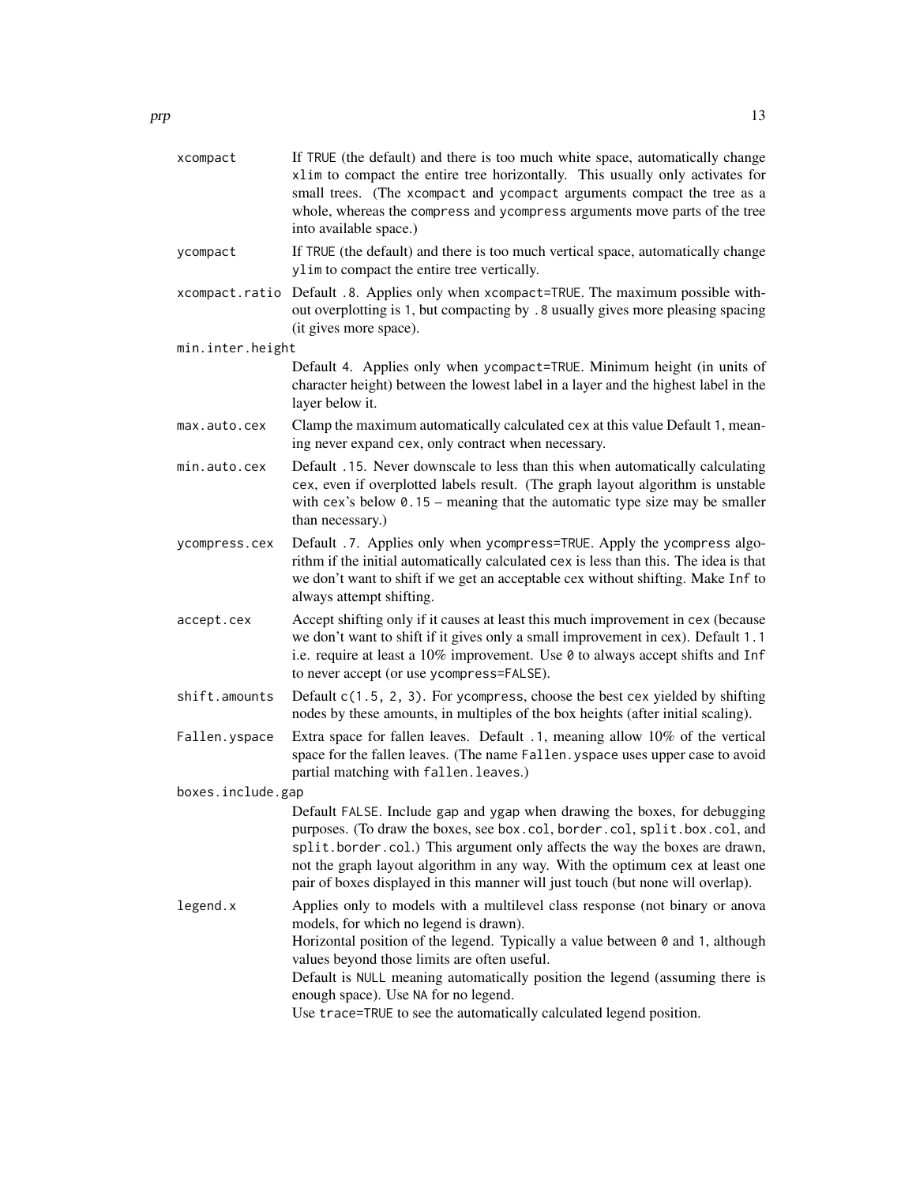`xcompact`
: If TRUE (the default) and there is too much white space, automatically change xlim to compact the entire tree horizontally. This usually only activates for small trees. (The xcompact and ycompact arguments compact the tree as a whole, whereas the compress and ycompress arguments move parts of the tree into available space.)

`ycompact`
: If TRUE (the default) and there is too much vertical space, automatically change ylim to compact the entire tree vertically.

`xcompact.ratio`
: Default .8. Applies only when xcompact=TRUE. The maximum possible without overplotting is 1, but compacting by .8 usually gives more pleasing spacing (it gives more space).

`min.inter.height`
: Default 4. Applies only when ycompact=TRUE. Minimum height (in units of character height) between the lowest label in a layer and the highest label in the layer below it.

`max.auto.cex`
: Clamp the maximum automatically calculated cex at this value Default 1, meaning never expand cex, only contract when necessary.

`min.auto.cex`
: Default .15. Never downscale to less than this when automatically calculating cex, even if overplotted labels result. (The graph layout algorithm is unstable with cex's below 0.15 – meaning that the automatic type size may be smaller than necessary.)

`ycompress.cex`
: Default .7. Applies only when ycompress=TRUE. Apply the ycompress algorithm if the initial automatically calculated cex is less than this. The idea is that we don't want to shift if we get an acceptable cex without shifting. Make Inf to always attempt shifting.

`accept.cex`
: Accept shifting only if it causes at least this much improvement in cex (because we don't want to shift if it gives only a small improvement in cex). Default 1.1 i.e. require at least a 10% improvement. Use 0 to always accept shifts and Inf to never accept (or use ycompress=FALSE).

`shift.amounts`
: Default c(1.5, 2, 3). For ycompress, choose the best cex yielded by shifting nodes by these amounts, in multiples of the box heights (after initial scaling).

`Fallen.yspace`
: Extra space for fallen leaves. Default .1, meaning allow 10% of the vertical space for the fallen leaves. (The name Fallen.yspace uses upper case to avoid partial matching with fallen.leaves.)

`boxes.include.gap`
: Default FALSE. Include gap and ygap when drawing the boxes, for debugging purposes. (To draw the boxes, see box.col, border.col, split.box.col, and split.border.col.) This argument only affects the way the boxes are drawn, not the graph layout algorithm in any way. With the optimum cex at least one pair of boxes displayed in this manner will just touch (but none will overlap).

`legend.x`
: Applies only to models with a multilevel class response (not binary or anova models, for which no legend is drawn).
Horizontal position of the legend. Typically a value between 0 and 1, although values beyond those limits are often useful.
Default is NULL meaning automatically position the legend (assuming there is enough space). Use NA for no legend.
Use trace=TRUE to see the automatically calculated legend position.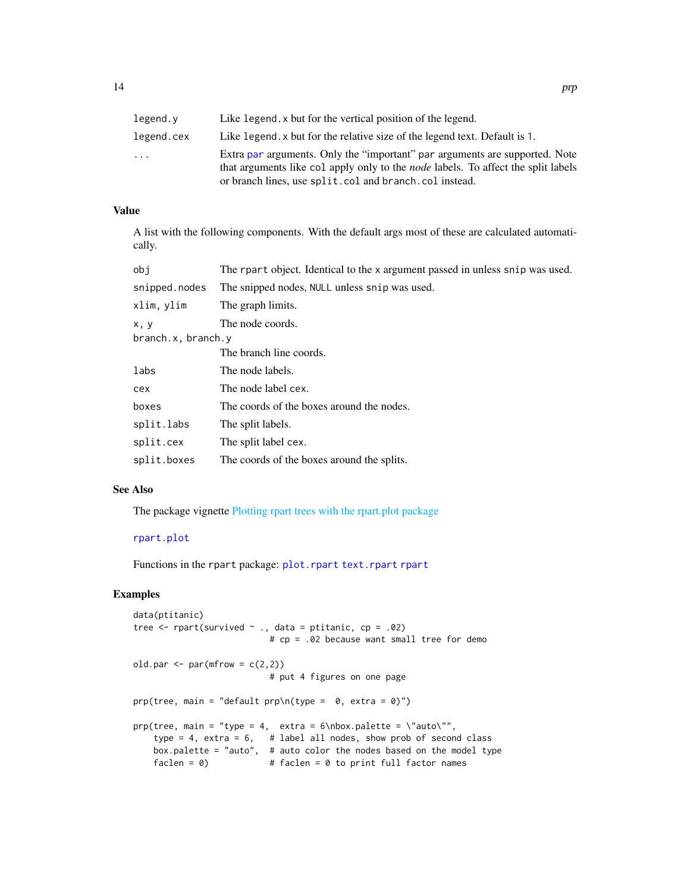| | |
|---|---|
| `legend.y` | Like `legend.x` but for the vertical position of the legend. |
| `legend.cex` | Like `legend.x` but for the relative size of the legend text. Default is `1`. |
| `...` | Extra `par` arguments. Only the "important" `par` arguments are supported. Note that arguments like `col` apply only to the *node* labels. To affect the split labels or branch lines, use `split.col` and `branch.col` instead. |

### Value

A list with the following components. With the default args most of these are calculated automatically.

| | |
|---|---|
| `obj` | The `rpart` object. Identical to the `x` argument passed in unless `snip` was used. |
| `snipped.nodes` | The snipped nodes, `NULL` unless `snip` was used. |
| `xlim, ylim` | The graph limits. |
| `x, y` | The node coords. |
| `branch.x, branch.y` | The branch line coords. |
| `labs` | The node labels. |
| `cex` | The node label `cex`. |
| `boxes` | The coords of the boxes around the nodes. |
| `split.labs` | The split labels. |
| `split.cex` | The split label `cex`. |
| `split.boxes` | The coords of the boxes around the splits. |

### See Also

The package vignette Plotting rpart trees with the rpart.plot package

`rpart.plot`

Functions in the `rpart` package: `plot.rpart` `text.rpart` `rpart`

### Examples

```
data(ptitanic)
tree <- rpart(survived ~ ., data = ptitanic, cp = .02)
                          # cp = .02 because want small tree for demo

old.par <- par(mfrow = c(2,2))
                          # put 4 figures on one page

prp(tree, main = "default prp\n(type =  0, extra = 0)")

prp(tree, main = "type = 4,  extra = 6\nbox.palette = \"auto\"",
    type = 4, extra = 6,   # label all nodes, show prob of second class
    box.palette = "auto",  # auto color the nodes based on the model type
    faclen = 0)            # faclen = 0 to print full factor names
```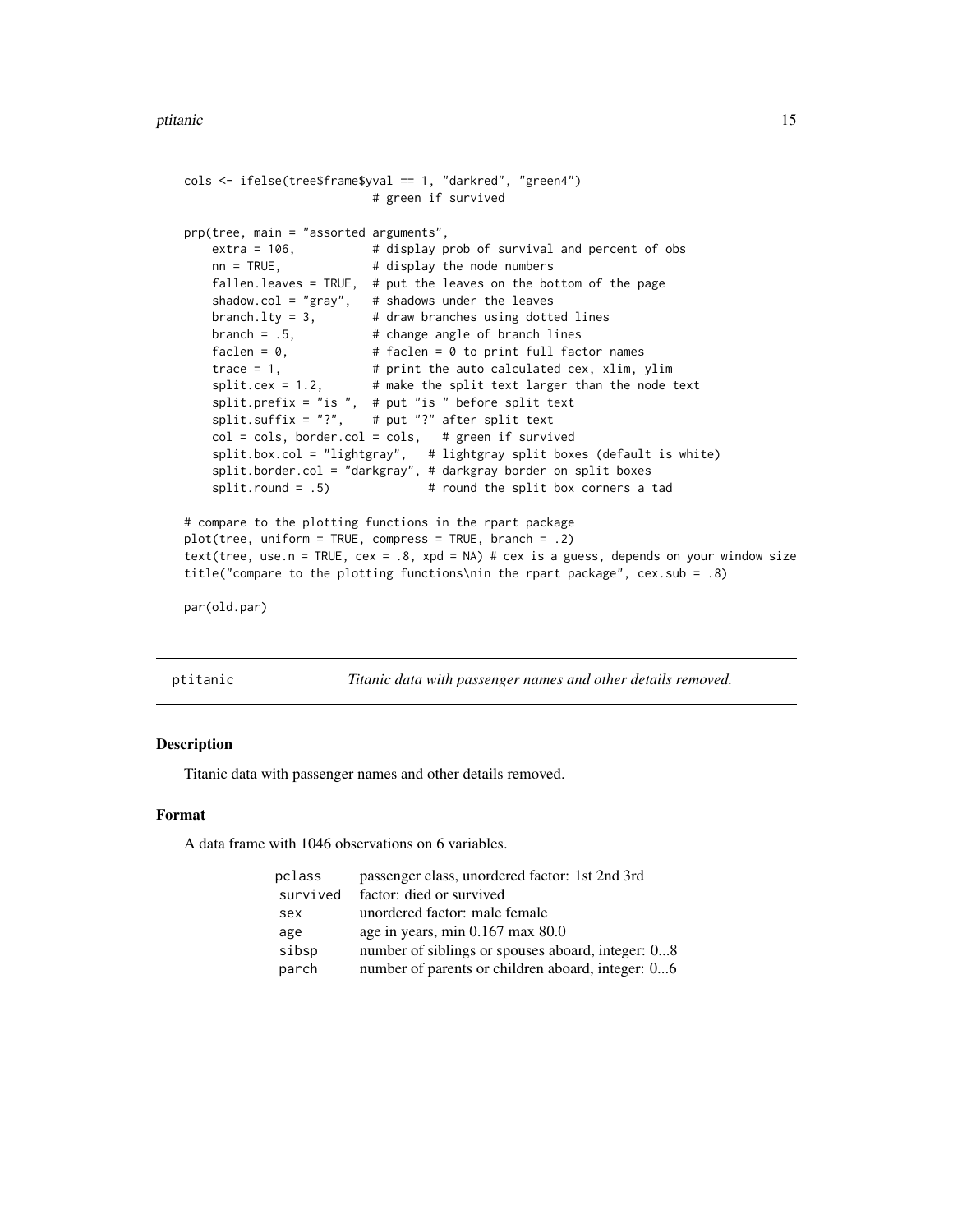```
cols <- ifelse(tree$frame$yval == 1, "darkred", "green4")
                          # green if survived

prp(tree, main = "assorted arguments",
    extra = 106,           # display prob of survival and percent of obs
    nn = TRUE,             # display the node numbers
    fallen.leaves = TRUE,  # put the leaves on the bottom of the page
    shadow.col = "gray",   # shadows under the leaves
    branch.lty = 3,        # draw branches using dotted lines
    branch = .5,           # change angle of branch lines
    faclen = 0,            # faclen = 0 to print full factor names
    trace = 1,             # print the auto calculated cex, xlim, ylim
    split.cex = 1.2,       # make the split text larger than the node text
    split.prefix = "is ",  # put "is " before split text
    split.suffix = "?",    # put "?" after split text
    col = cols, border.col = cols,   # green if survived
    split.box.col = "lightgray",   # lightgray split boxes (default is white)
    split.border.col = "darkgray", # darkgray border on split boxes
    split.round = .5)              # round the split box corners a tad

# compare to the plotting functions in the rpart package
plot(tree, uniform = TRUE, compress = TRUE, branch = .2)
text(tree, use.n = TRUE, cex = .8, xpd = NA) # cex is a guess, depends on your window size
title("compare to the plotting functions\nin the rpart package", cex.sub = .8)

par(old.par)
```

---

`ptitanic` *Titanic data with passenger names and other details removed.*

---

## Description

Titanic data with passenger names and other details removed.

## Format

A data frame with 1046 observations on 6 variables.

| | |
|---|---|
| `pclass` | passenger class, unordered factor: 1st 2nd 3rd |
| `survived` | factor: died or survived |
| `sex` | unordered factor: male female |
| `age` | age in years, min 0.167 max 80.0 |
| `sibsp` | number of siblings or spouses aboard, integer: 0...8 |
| `parch` | number of parents or children aboard, integer: 0...6 |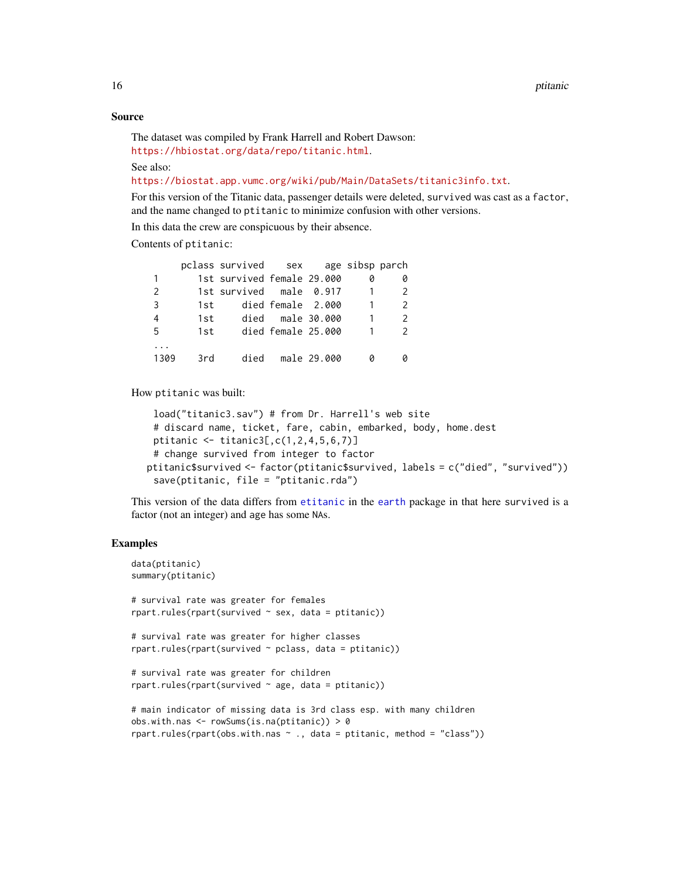## Source

The dataset was compiled by Frank Harrell and Robert Dawson:
https://hbiostat.org/data/repo/titanic.html.

See also:
https://biostat.app.vumc.org/wiki/pub/Main/DataSets/titanic3info.txt.

For this version of the Titanic data, passenger details were deleted, `survived` was cast as a `factor`, and the name changed to `ptitanic` to minimize confusion with other versions.

In this data the crew are conspicuous by their absence.

Contents of `ptitanic`:

```
       pclass survived    sex    age sibsp parch
1         1st survived female 29.000     0     0
2         1st survived   male  0.917     1     2
3         1st     died female  2.000     1     2
4         1st     died   male 30.000     1     2
5         1st     died female 25.000     1     2
...
1309      3rd     died   male 29.000     0     0
```

How `ptitanic` was built:

```
load("titanic3.sav") # from Dr. Harrell's web site
# discard name, ticket, fare, cabin, embarked, body, home.dest
ptitanic <- titanic3[,c(1,2,4,5,6,7)]
# change survived from integer to factor
ptitanic$survived <- factor(ptitanic$survived, labels = c("died", "survived"))
save(ptitanic, file = "ptitanic.rda")
```

This version of the data differs from `etitanic` in the `earth` package in that here `survived` is a factor (not an integer) and `age` has some NAs.

## Examples

```
data(ptitanic)
summary(ptitanic)

# survival rate was greater for females
rpart.rules(rpart(survived ~ sex, data = ptitanic))

# survival rate was greater for higher classes
rpart.rules(rpart(survived ~ pclass, data = ptitanic))

# survival rate was greater for children
rpart.rules(rpart(survived ~ age, data = ptitanic))

# main indicator of missing data is 3rd class esp. with many children
obs.with.nas <- rowSums(is.na(ptitanic)) > 0
rpart.rules(rpart(obs.with.nas ~ ., data = ptitanic, method = "class"))
```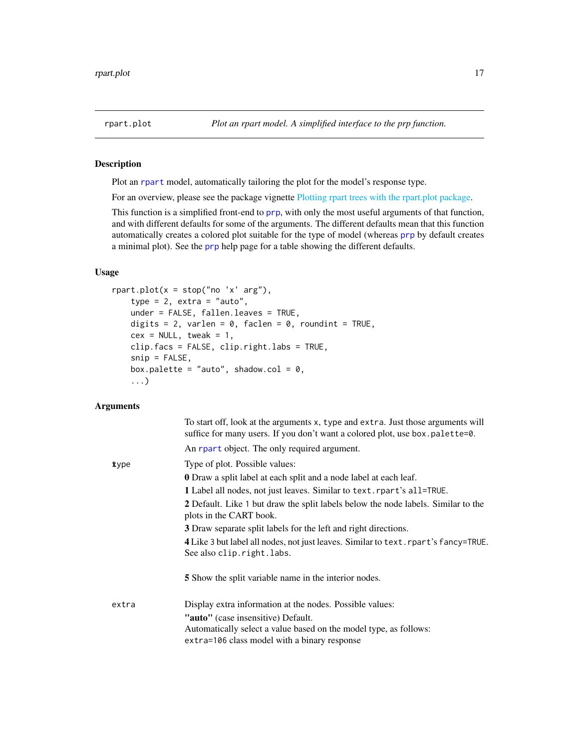## rpart.plot — *Plot an rpart model. A simplified interface to the prp function.*

### Description

Plot an `rpart` model, automatically tailoring the plot for the model's response type.

For an overview, please see the package vignette Plotting rpart trees with the rpart.plot package.

This function is a simplified front-end to `prp`, with only the most useful arguments of that function, and with different defaults for some of the arguments. The different defaults mean that this function automatically creates a colored plot suitable for the type of model (whereas `prp` by default creates a minimal plot). See the `prp` help page for a table showing the different defaults.

### Usage

```
rpart.plot(x = stop("no 'x' arg"),
    type = 2, extra = "auto",
    under = FALSE, fallen.leaves = TRUE,
    digits = 2, varlen = 0, faclen = 0, roundint = TRUE,
    cex = NULL, tweak = 1,
    clip.facs = FALSE, clip.right.labs = TRUE,
    snip = FALSE,
    box.palette = "auto", shadow.col = 0,
    ...)
```

### Arguments

`x` — To start off, look at the arguments `x`, `type` and `extra`. Just those arguments will suffice for many users. If you don't want a colored plot, use `box.palette=0`.

An `rpart` object. The only required argument.

`type` — Type of plot. Possible values:

**0** Draw a split label at each split and a node label at each leaf.

**1** Label all nodes, not just leaves. Similar to `text.rpart`'s `all=TRUE`.

**2** Default. Like `1` but draw the split labels below the node labels. Similar to the plots in the CART book.

**3** Draw separate split labels for the left and right directions.

**4** Like `3` but label all nodes, not just leaves. Similar to `text.rpart`'s `fancy=TRUE`. See also `clip.right.labs`.

**5** Show the split variable name in the interior nodes.

`extra` — Display extra information at the nodes. Possible values:

**"auto"** (case insensitive) Default.
Automatically select a value based on the model type, as follows:
`extra=106` class model with a binary response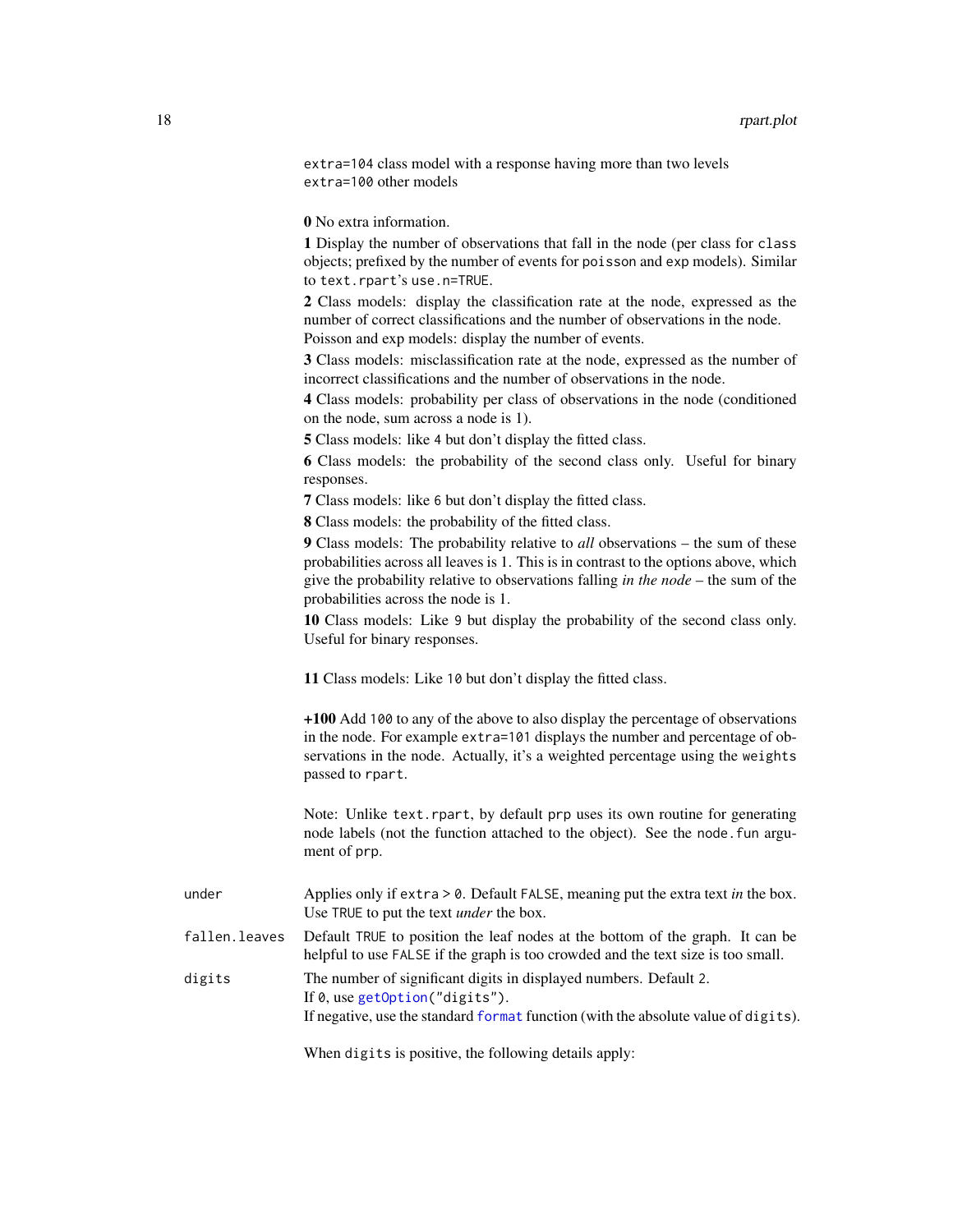`extra=104` class model with a response having more than two levels
`extra=100` other models

**0** No extra information.

**1** Display the number of observations that fall in the node (per class for `class` objects; prefixed by the number of events for `poisson` and `exp` models). Similar to `text.rpart`'s `use.n=TRUE`.

**2** Class models: display the classification rate at the node, expressed as the number of correct classifications and the number of observations in the node. Poisson and exp models: display the number of events.

**3** Class models: misclassification rate at the node, expressed as the number of incorrect classifications and the number of observations in the node.

**4** Class models: probability per class of observations in the node (conditioned on the node, sum across a node is 1).

**5** Class models: like `4` but don't display the fitted class.

**6** Class models: the probability of the second class only. Useful for binary responses.

**7** Class models: like `6` but don't display the fitted class.

**8** Class models: the probability of the fitted class.

**9** Class models: The probability relative to *all* observations – the sum of these probabilities across all leaves is 1. This is in contrast to the options above, which give the probability relative to observations falling *in the node* – the sum of the probabilities across the node is 1.

**10** Class models: Like `9` but display the probability of the second class only. Useful for binary responses.

**11** Class models: Like `10` but don't display the fitted class.

**+100** Add `100` to any of the above to also display the percentage of observations in the node. For example `extra=101` displays the number and percentage of observations in the node. Actually, it's a weighted percentage using the `weights` passed to `rpart`.

Note: Unlike `text.rpart`, by default `prp` uses its own routine for generating node labels (not the function attached to the object). See the `node.fun` argument of `prp`.

`under`
: Applies only if `extra > 0`. Default `FALSE`, meaning put the extra text *in* the box. Use `TRUE` to put the text *under* the box.

`fallen.leaves`
: Default `TRUE` to position the leaf nodes at the bottom of the graph. It can be helpful to use `FALSE` if the graph is too crowded and the text size is too small.

`digits`
: The number of significant digits in displayed numbers. Default `2`.
If `0`, use `getOption("digits")`.
If negative, use the standard `format` function (with the absolute value of `digits`).

When `digits` is positive, the following details apply: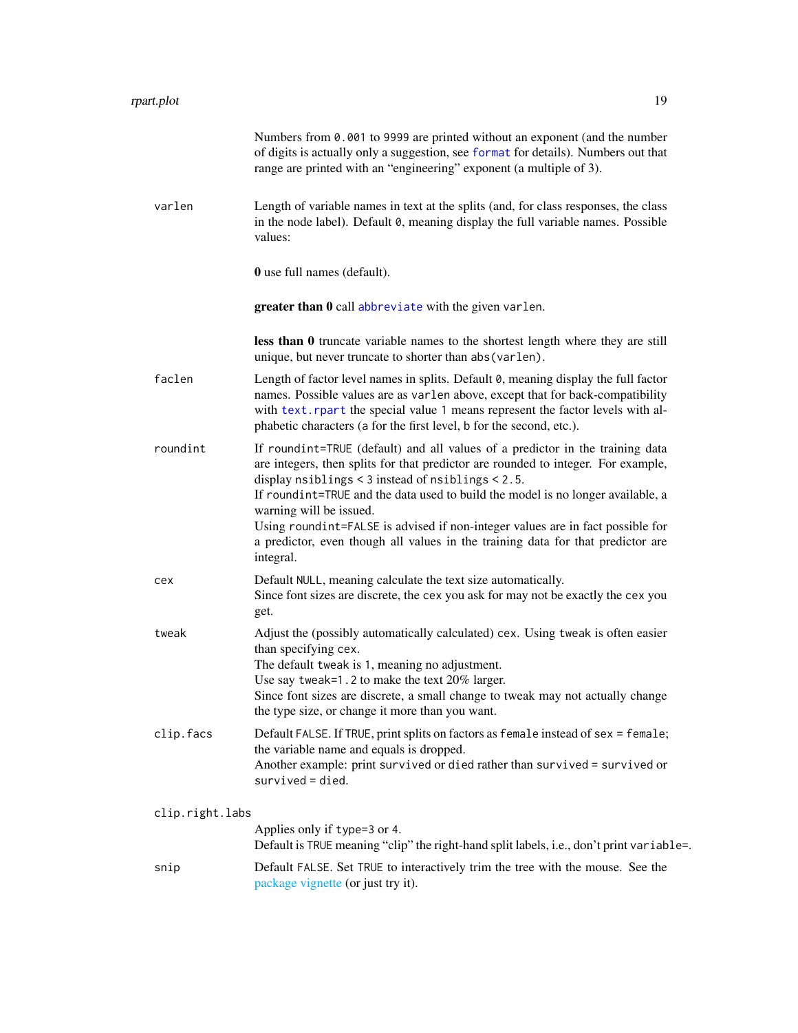Numbers from `0.001` to `9999` are printed without an exponent (and the number of digits is actually only a suggestion, see `format` for details). Numbers out that range are printed with an "engineering" exponent (a multiple of 3).

`varlen`
: Length of variable names in text at the splits (and, for class responses, the class in the node label). Default `0`, meaning display the full variable names. Possible values:

  **0** use full names (default).

  **greater than 0** call `abbreviate` with the given `varlen`.

  **less than 0** truncate variable names to the shortest length where they are still unique, but never truncate to shorter than `abs(varlen)`.

`faclen`
: Length of factor level names in splits. Default `0`, meaning display the full factor names. Possible values are as `varlen` above, except that for back-compatibility with `text.rpart` the special value `1` means represent the factor levels with alphabetic characters (`a` for the first level, `b` for the second, etc.).

`roundint`
: If `roundint=TRUE` (default) and all values of a predictor in the training data are integers, then splits for that predictor are rounded to integer. For example, display `nsiblings < 3` instead of `nsiblings < 2.5`.
  If `roundint=TRUE` and the data used to build the model is no longer available, a warning will be issued.
  Using `roundint=FALSE` is advised if non-integer values are in fact possible for a predictor, even though all values in the training data for that predictor are integral.

`cex`
: Default `NULL`, meaning calculate the text size automatically.
  Since font sizes are discrete, the `cex` you ask for may not be exactly the `cex` you get.

`tweak`
: Adjust the (possibly automatically calculated) `cex`. Using `tweak` is often easier than specifying `cex`.
  The default `tweak` is `1`, meaning no adjustment.
  Use say `tweak=1.2` to make the text 20% larger.
  Since font sizes are discrete, a small change to tweak may not actually change the type size, or change it more than you want.

`clip.facs`
: Default `FALSE`. If `TRUE`, print splits on factors as `female` instead of `sex = female`; the variable name and equals is dropped.
  Another example: print `survived` or `died` rather than `survived = survived` or `survived = died`.

`clip.right.labs`
: Applies only if `type=3` or `4`.
  Default is `TRUE` meaning "clip" the right-hand split labels, i.e., don't print `variable=`.

`snip`
: Default `FALSE`. Set `TRUE` to interactively trim the tree with the mouse. See the package vignette (or just try it).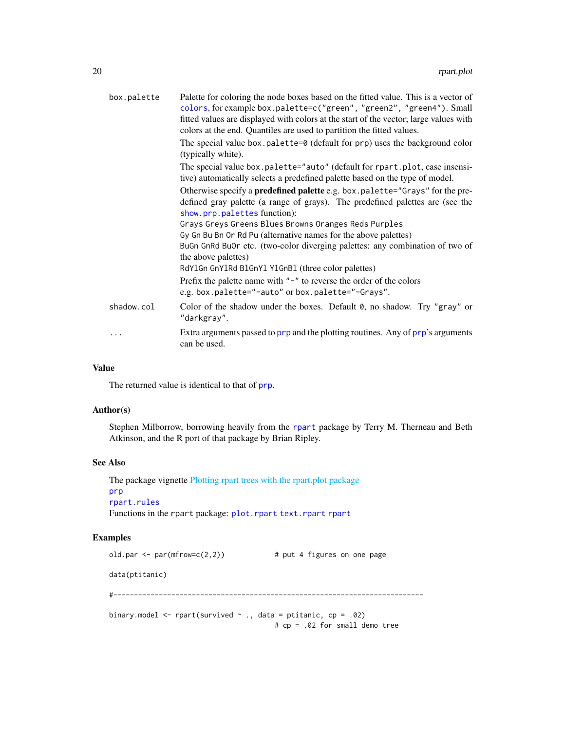**box.palette**
: Palette for coloring the node boxes based on the fitted value. This is a vector of colors, for example box.palette=c("green", "green2", "green4"). Small fitted values are displayed with colors at the start of the vector; large values with colors at the end. Quantiles are used to partition the fitted values.

  The special value box.palette=0 (default for prp) uses the background color (typically white).

  The special value box.palette="auto" (default for rpart.plot, case insensitive) automatically selects a predefined palette based on the type of model.

  Otherwise specify a **predefined palette** e.g. box.palette="Grays" for the predefined gray palette (a range of grays). The predefined palettes are (see the show.prp.palettes function):
  Grays Greys Greens Blues Browns Oranges Reds Purples
  Gy Gn Bu Bn Or Rd Pu (alternative names for the above palettes)
  BuGn GnRd BuOr etc. (two-color diverging palettes: any combination of two of the above palettes)
  RdYlGn GnYlRd BlGnYl YlGnBl (three color palettes)

  Prefix the palette name with "-" to reverse the order of the colors
  e.g. box.palette="-auto" or box.palette="-Grays".

**shadow.col**
: Color of the shadow under the boxes. Default 0, no shadow. Try "gray" or "darkgray".

**...**
: Extra arguments passed to prp and the plotting routines. Any of prp's arguments can be used.

## Value

The returned value is identical to that of prp.

## Author(s)

Stephen Milborrow, borrowing heavily from the rpart package by Terry M. Therneau and Beth Atkinson, and the R port of that package by Brian Ripley.

## See Also

The package vignette Plotting rpart trees with the rpart.plot package
prp
rpart.rules
Functions in the rpart package: plot.rpart text.rpart rpart

## Examples

```
old.par <- par(mfrow=c(2,2))            # put 4 figures on one page

data(ptitanic)

#---------------------------------------------------------------------------

binary.model <- rpart(survived ~ ., data = ptitanic, cp = .02)
                                        # cp = .02 for small demo tree
```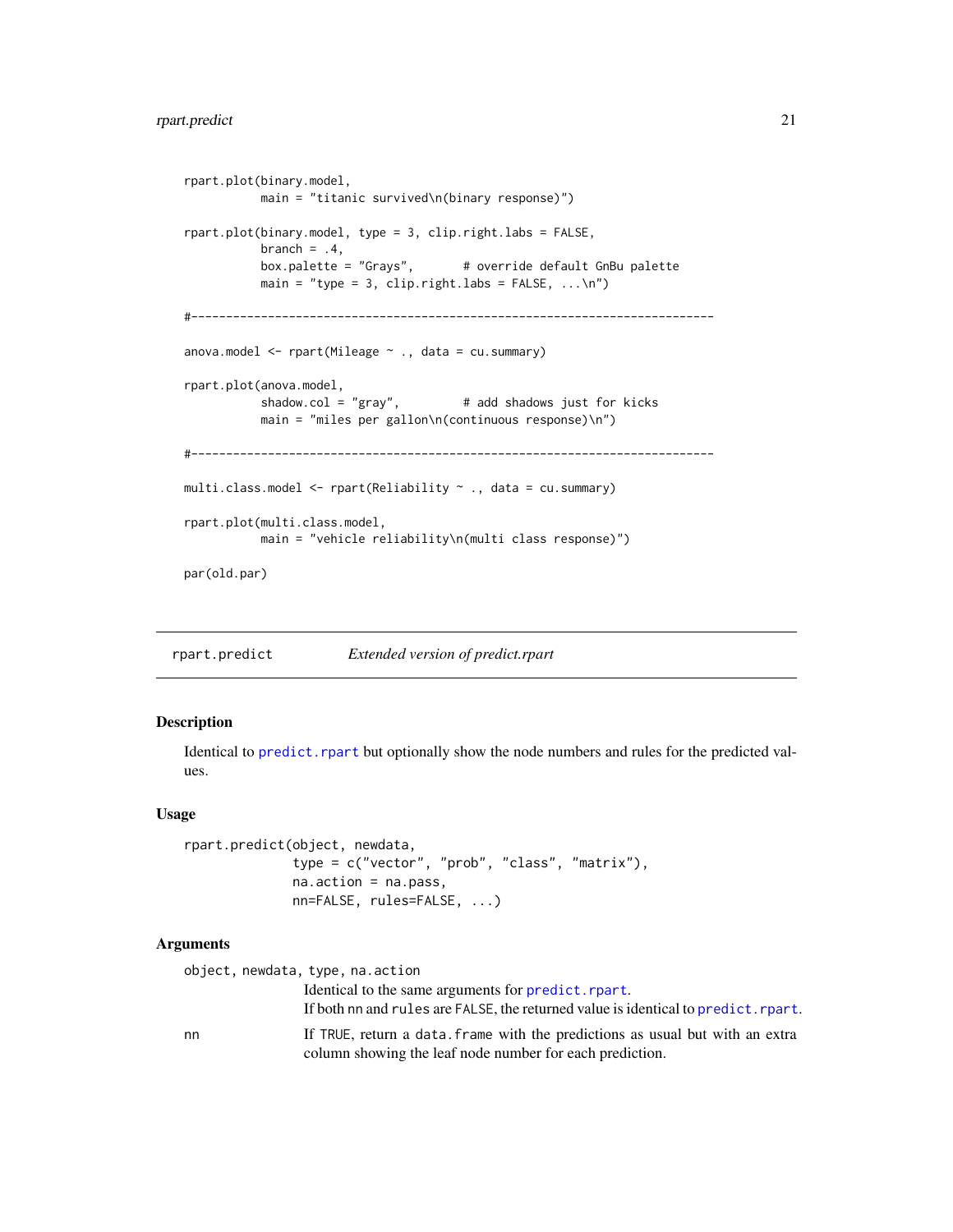```
rpart.plot(binary.model,
           main = "titanic survived\n(binary response)")

rpart.plot(binary.model, type = 3, clip.right.labs = FALSE,
           branch = .4,
           box.palette = "Grays",       # override default GnBu palette
           main = "type = 3, clip.right.labs = FALSE, ...\n")

#---------------------------------------------------------------------------

anova.model <- rpart(Mileage ~ ., data = cu.summary)

rpart.plot(anova.model,
           shadow.col = "gray",         # add shadows just for kicks
           main = "miles per gallon\n(continuous response)\n")

#---------------------------------------------------------------------------

multi.class.model <- rpart(Reliability ~ ., data = cu.summary)

rpart.plot(multi.class.model,
           main = "vehicle reliability\n(multi class response)")

par(old.par)
```

---

`rpart.predict` *Extended version of predict.rpart*

---

### Description

Identical to `predict.rpart` but optionally show the node numbers and rules for the predicted values.

### Usage

```
rpart.predict(object, newdata,
              type = c("vector", "prob", "class", "matrix"),
              na.action = na.pass,
              nn=FALSE, rules=FALSE, ...)
```

### Arguments

`object, newdata, type, na.action`
: Identical to the same arguments for `predict.rpart`.
  If both `nn` and `rules` are `FALSE`, the returned value is identical to `predict.rpart`.

`nn`
: If `TRUE`, return a `data.frame` with the predictions as usual but with an extra column showing the leaf node number for each prediction.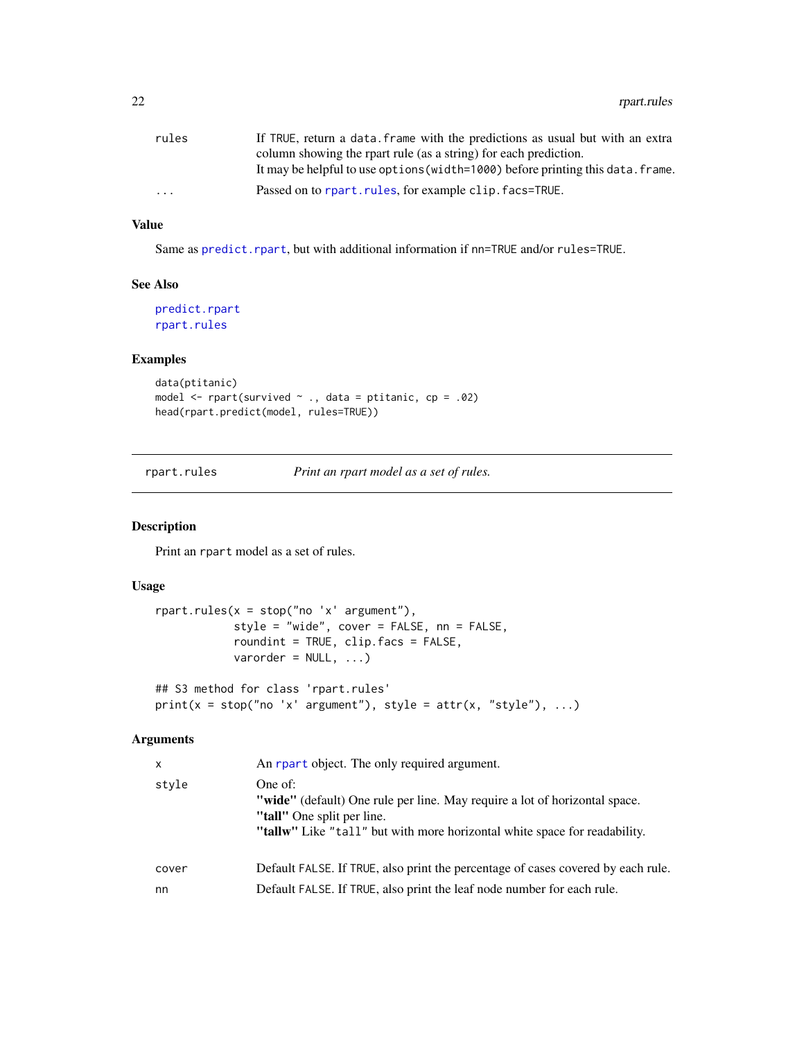| | |
|---|---|
| rules | If TRUE, return a data.frame with the predictions as usual but with an extra column showing the rpart rule (as a string) for each prediction. It may be helpful to use options(width=1000) before printing this data.frame. |
| ... | Passed on to rpart.rules, for example clip.facs=TRUE. |

## Value

Same as predict.rpart, but with additional information if nn=TRUE and/or rules=TRUE.

## See Also

predict.rpart
rpart.rules

## Examples

```
data(ptitanic)
model <- rpart(survived ~ ., data = ptitanic, cp = .02)
head(rpart.predict(model, rules=TRUE))
```

---

# rpart.rules *Print an rpart model as a set of rules.*

---

## Description

Print an rpart model as a set of rules.

## Usage

```
rpart.rules(x = stop("no 'x' argument"),
            style = "wide", cover = FALSE, nn = FALSE,
            roundint = TRUE, clip.facs = FALSE,
            varorder = NULL, ...)

## S3 method for class 'rpart.rules'
print(x = stop("no 'x' argument"), style = attr(x, "style"), ...)
```

## Arguments

| | |
|---|---|
| x | An rpart object. The only required argument. |
| style | One of:<br>**"wide"** (default) One rule per line. May require a lot of horizontal space.<br>**"tall"** One split per line.<br>**"tallw"** Like "tall" but with more horizontal white space for readability. |
| cover | Default FALSE. If TRUE, also print the percentage of cases covered by each rule. |
| nn | Default FALSE. If TRUE, also print the leaf node number for each rule. |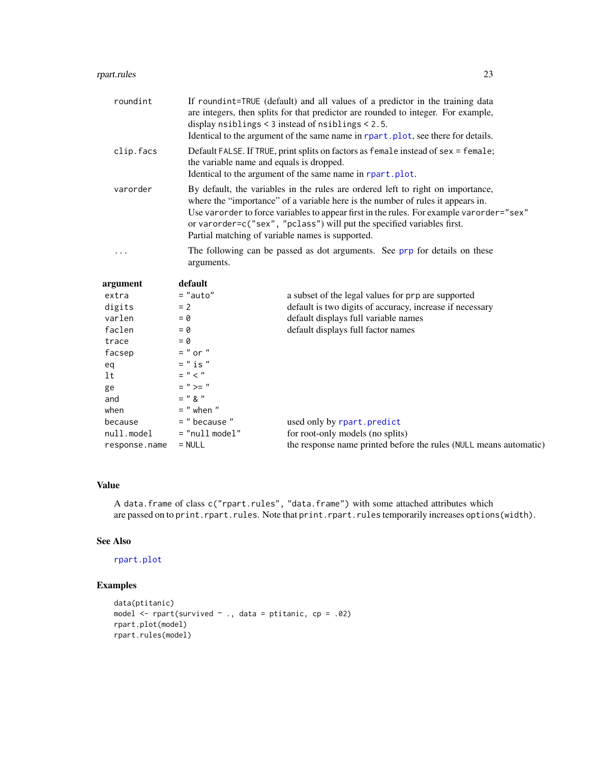`roundint` If `roundint=TRUE` (default) and all values of a predictor in the training data are integers, then splits for that predictor are rounded to integer. For example, display `nsiblings < 3` instead of `nsiblings < 2.5`.
Identical to the argument of the same name in `rpart.plot`, see there for details.

`clip.facs` Default `FALSE`. If `TRUE`, print splits on factors as `female` instead of `sex = female`; the variable name and equals is dropped.
Identical to the argument of the same name in `rpart.plot`.

`varorder` By default, the variables in the rules are ordered left to right on importance, where the "importance" of a variable here is the number of rules it appears in.
Use `varorder` to force variables to appear first in the rules. For example `varorder="sex"` or `varorder=c("sex", "pclass")` will put the specified variables first.
Partial matching of variable names is supported.

`...` The following can be passed as dot arguments. See `prp` for details on these arguments.

| argument | default | |
|---|---|---|
| `extra` | `= "auto"` | a subset of the legal values for `prp` are supported |
| `digits` | `= 2` | default is two digits of accuracy, increase if necessary |
| `varlen` | `= 0` | default displays full variable names |
| `faclen` | `= 0` | default displays full factor names |
| `trace` | `= 0` | |
| `facsep` | `= " or "` | |
| `eq` | `= " is "` | |
| `lt` | `= " < "` | |
| `ge` | `= " >= "` | |
| `and` | `= " & "` | |
| `when` | `= " when "` | |
| `because` | `= " because "` | used only by `rpart.predict` |
| `null.model` | `= "null model"` | for root-only models (no splits) |
| `response.name` | `= NULL` | the response name printed before the rules (`NULL` means automatic) |

## Value

A `data.frame` of class `c("rpart.rules", "data.frame")` with some attached attributes which are passed on to `print.rpart.rules`. Note that `print.rpart.rules` temporarily increases `options(width)`.

## See Also

`rpart.plot`

## Examples

```
data(ptitanic)
model <- rpart(survived ~ ., data = ptitanic, cp = .02)
rpart.plot(model)
rpart.rules(model)
```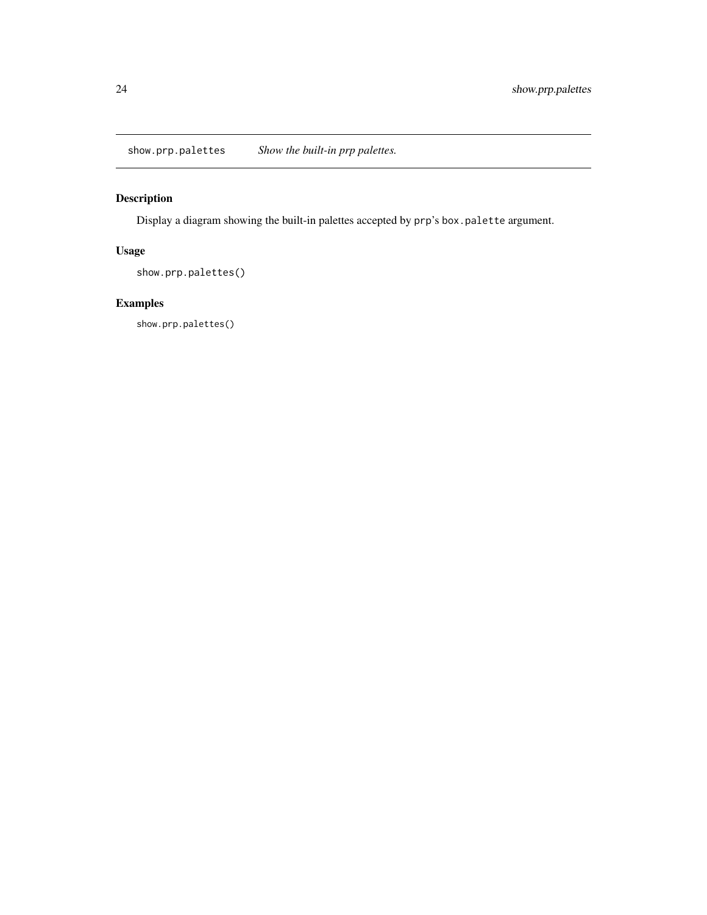show.prp.palettes *Show the built-in prp palettes.*

## Description

Display a diagram showing the built-in palettes accepted by `prp`'s `box.palette` argument.

## Usage

```
show.prp.palettes()
```

## Examples

```
show.prp.palettes()
```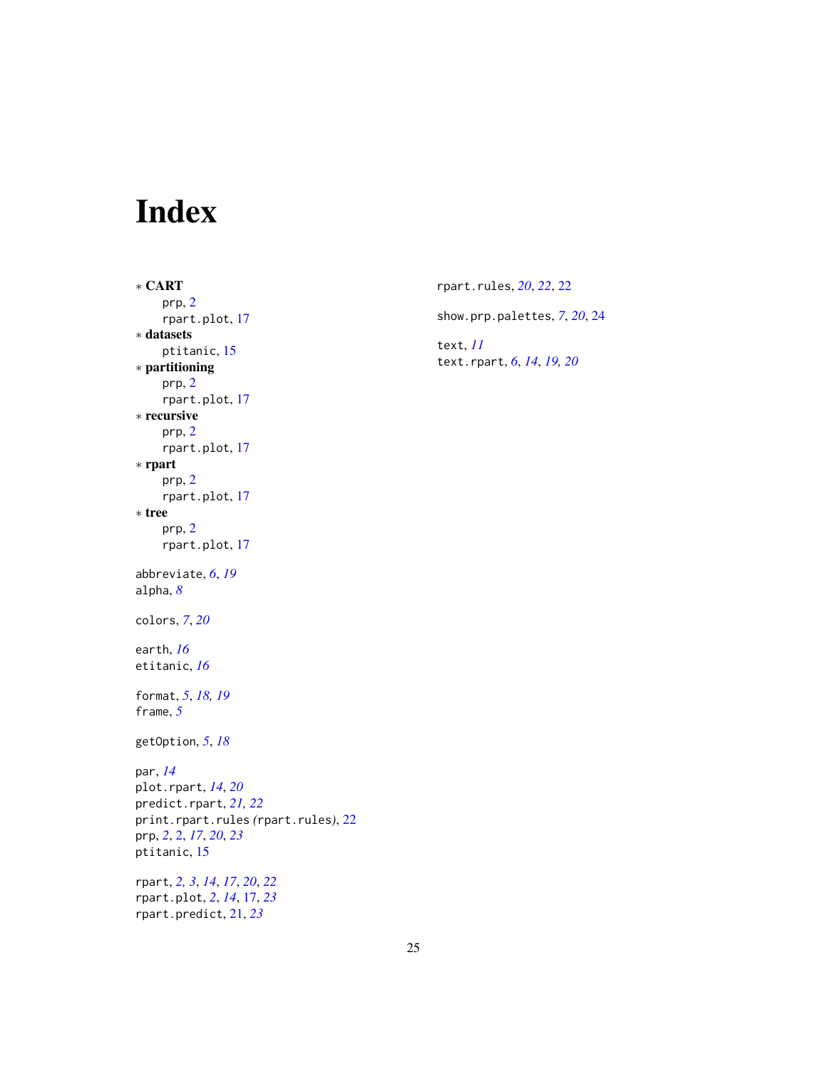# Index

* **CART**
    prp, 2
    rpart.plot, 17
* **datasets**
    ptitanic, 15
* **partitioning**
    prp, 2
    rpart.plot, 17
* **recursive**
    prp, 2
    rpart.plot, 17
* **rpart**
    prp, 2
    rpart.plot, 17
* **tree**
    prp, 2
    rpart.plot, 17

abbreviate, *6*, *19*
alpha, *8*

colors, *7*, *20*

earth, *16*
etitanic, *16*

format, *5*, *18, 19*
frame, *5*

getOption, *5*, *18*

par, *14*
plot.rpart, *14*, *20*
predict.rpart, *21, 22*
print.rpart.rules (rpart.rules), 22
prp, *2*, 2, *17*, *20*, *23*
ptitanic, 15

rpart, *2, 3*, *14*, *17*, *20*, *22*
rpart.plot, *2*, *14*, 17, *23*
rpart.predict, 21, *23*
rpart.rules, *20*, *22*, 22

show.prp.palettes, *7*, *20*, 24

text, *11*
text.rpart, *6*, *14*, *19, 20*